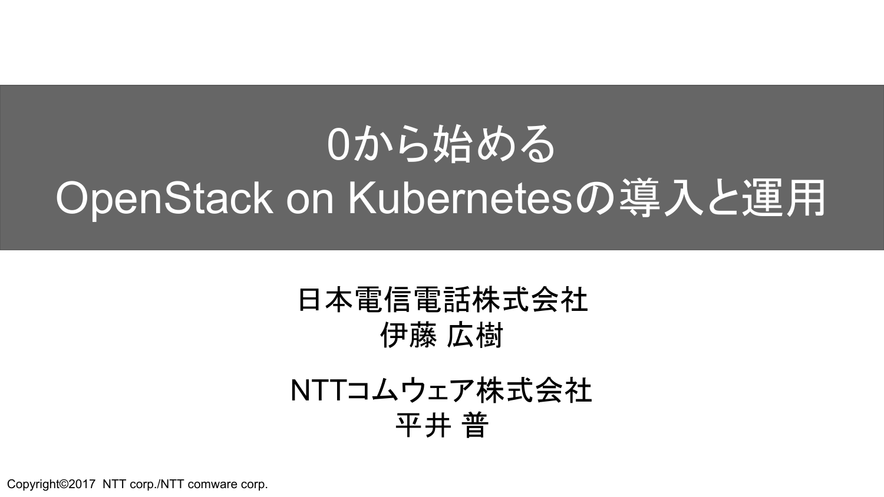# 0から始める OpenStack on Kubernetesの導入と運用

日本電信電話株式会社
伊藤 広樹

NTTコムウェア株式会社
平井 普

Copyright©2017 NTT corp./NTT comware corp.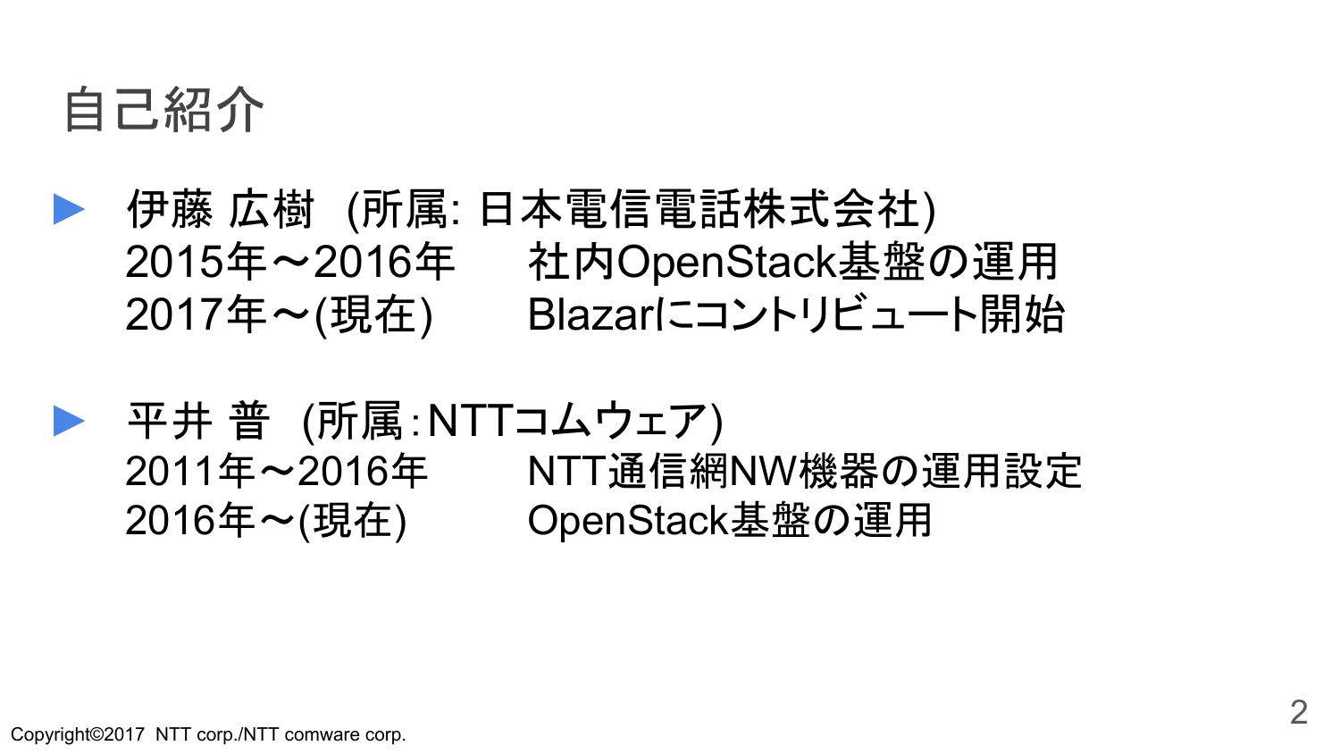# 自己紹介

- 伊藤 広樹 (所属: 日本電信電話株式会社)
  2015年～2016年　社内OpenStack基盤の運用
  2017年～(現在)　Blazarにコントリビュート開始

- 平井 普 (所属:NTTコムウェア)
  2011年～2016年　NTT通信網NW機器の運用設定
  2016年～(現在)　OpenStack基盤の運用

Copyright©2017 NTT corp./NTT comware corp.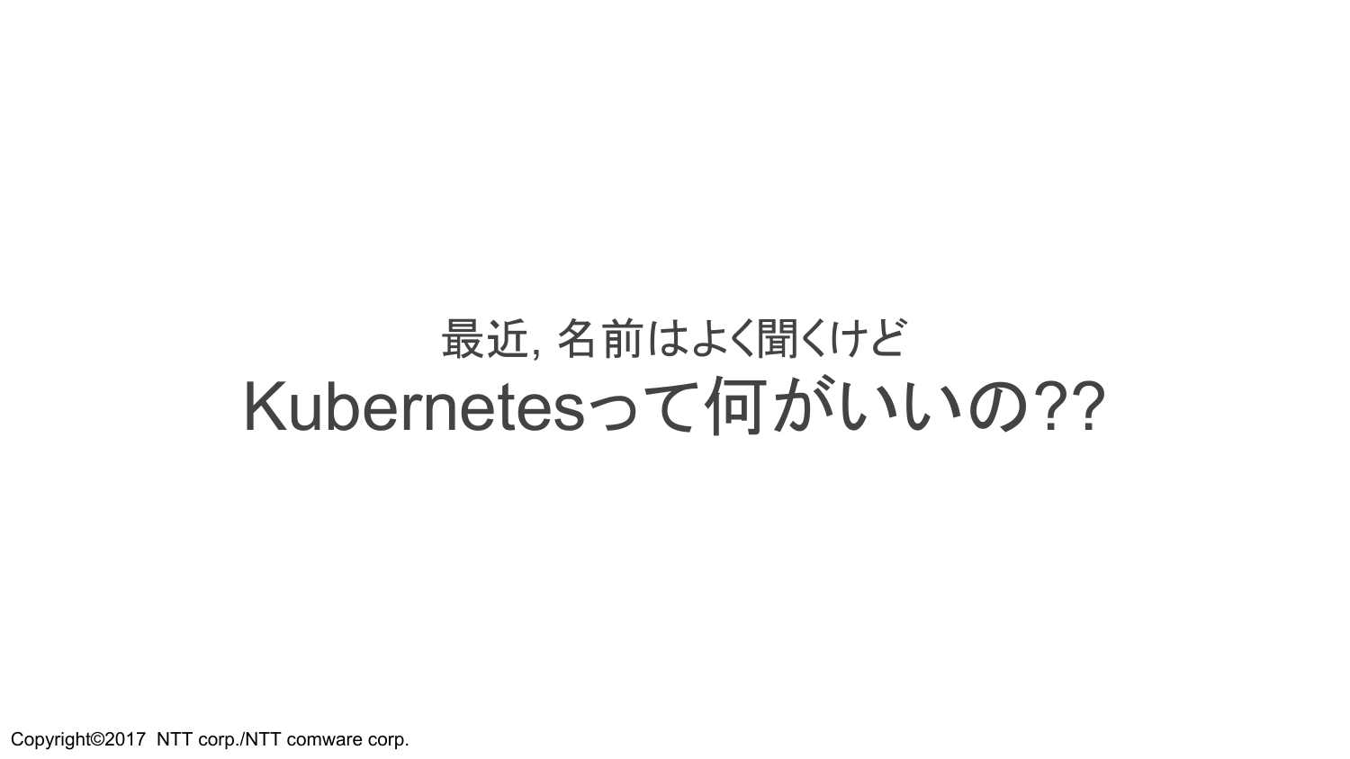最近, 名前はよく聞くけど

# Kubernetesって何がいいの??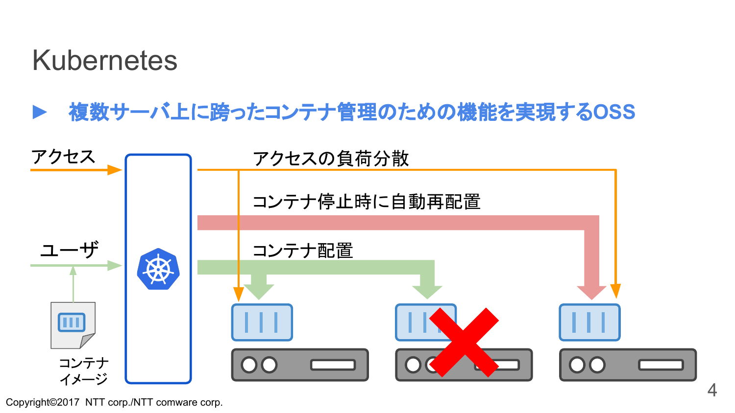# Kubernetes

- 複数サーバ上に跨ったコンテナ管理のための機能を実現するOSS

アクセス

ユーザ

コンテナイメージ

アクセスの負荷分散

コンテナ停止時に自動再配置

コンテナ配置

Copyright©2017 NTT corp./NTT comware corp.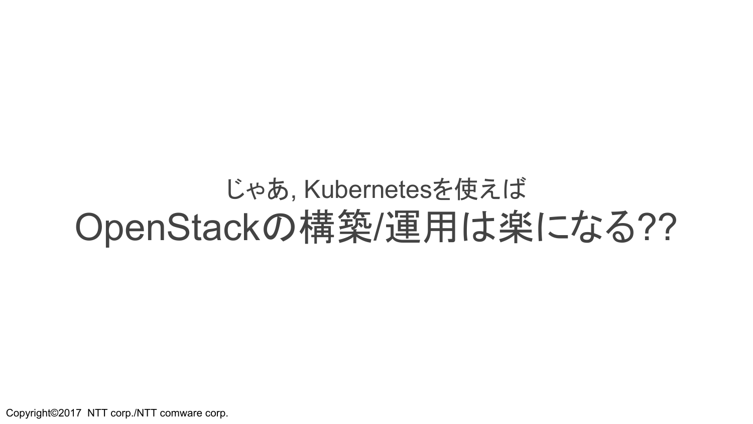じゃあ, Kubernetesを使えば

# OpenStackの構築/運用は楽になる??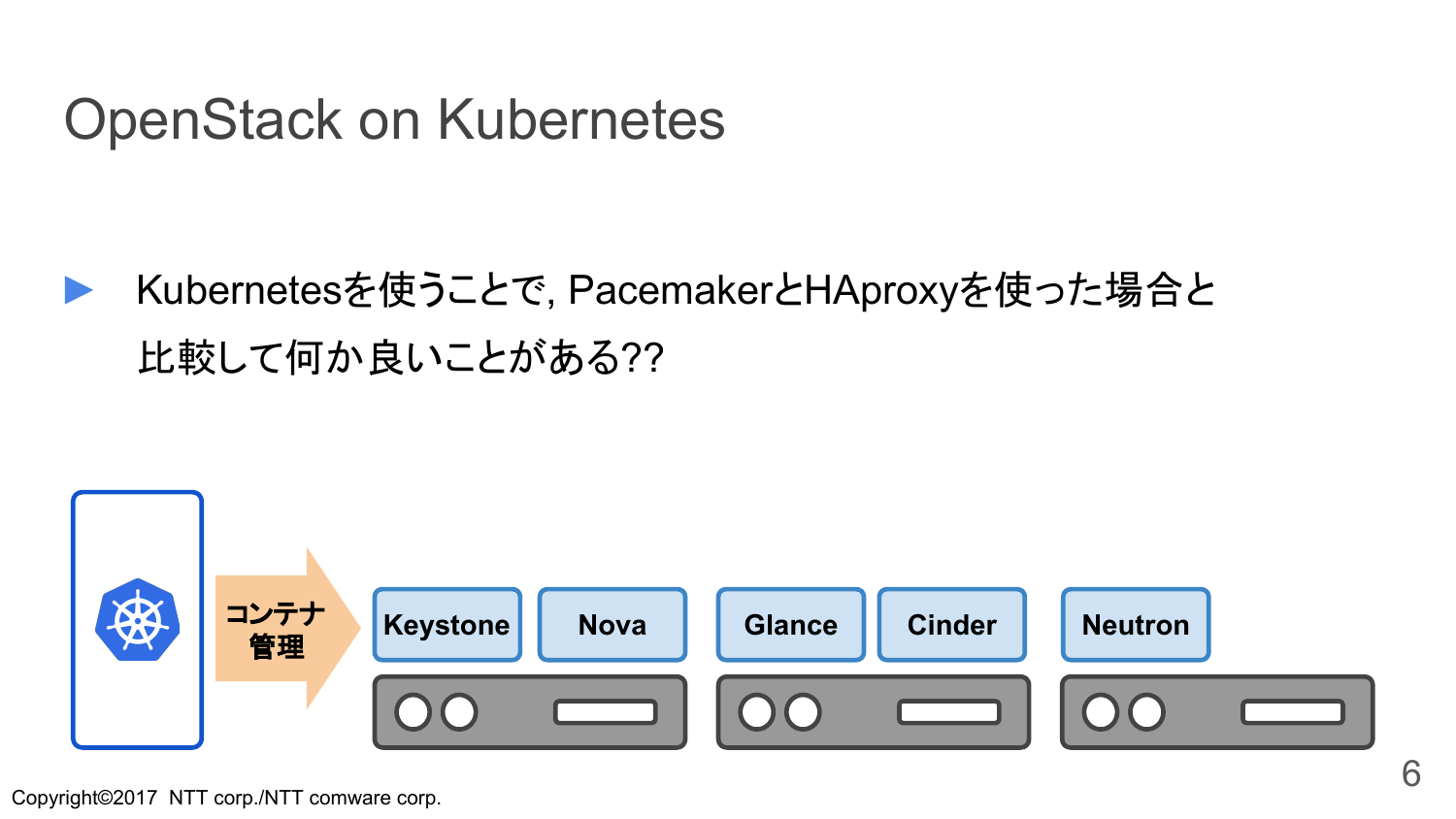# OpenStack on Kubernetes

- Kubernetesを使うことで, PacemakerとHAproxyを使った場合と比較して何か良いことがある??

コンテナ管理

Keystone　Nova　Glance　Cinder　Neutron

Copyright©2017 NTT corp./NTT comware corp.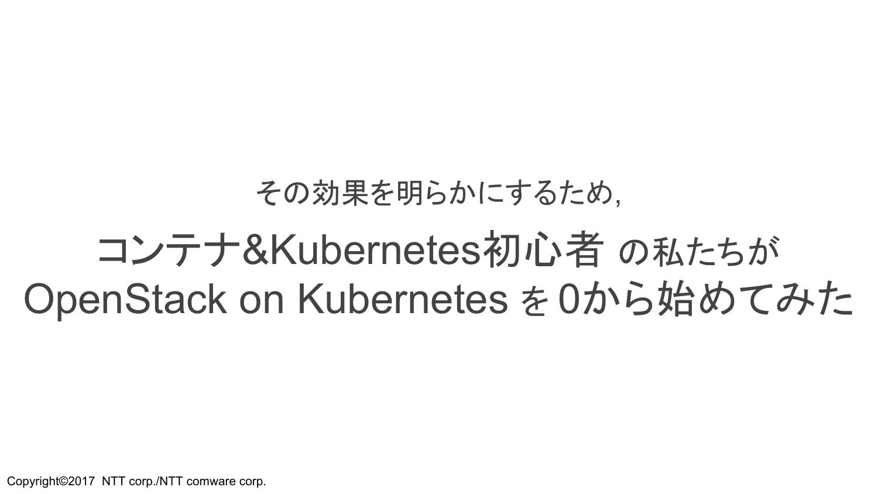その効果を明らかにするため,

# コンテナ&Kubernetes初心者 の私たちが OpenStack on Kubernetes を 0から始めてみた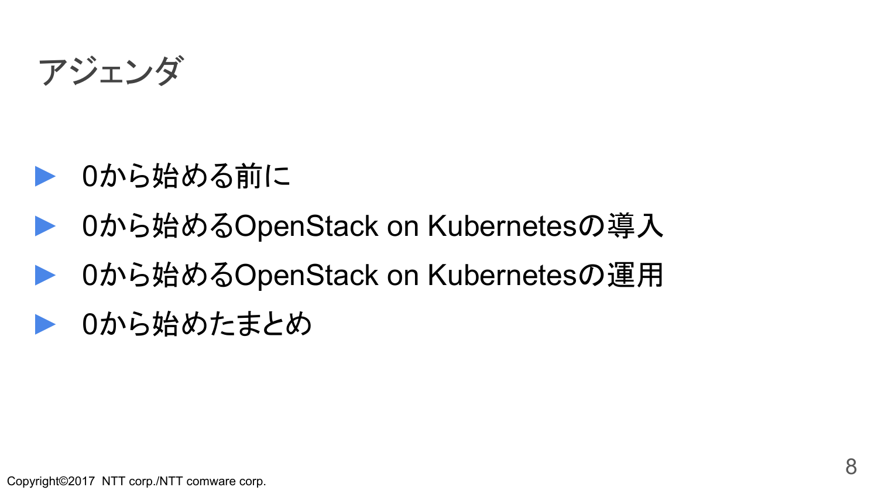# アジェンダ

- 0から始める前に
- 0から始めるOpenStack on Kubernetesの導入
- 0から始めるOpenStack on Kubernetesの運用
- 0から始めたまとめ

Copyright©2017 NTT corp./NTT comware corp.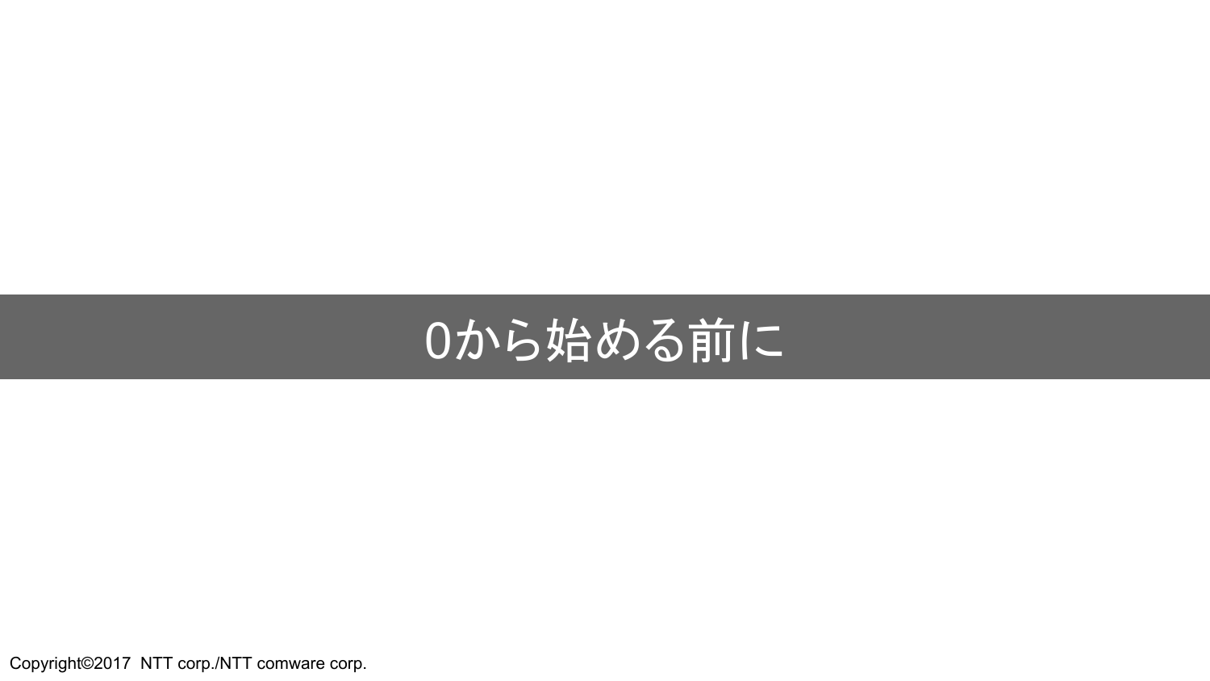# 0から始める前に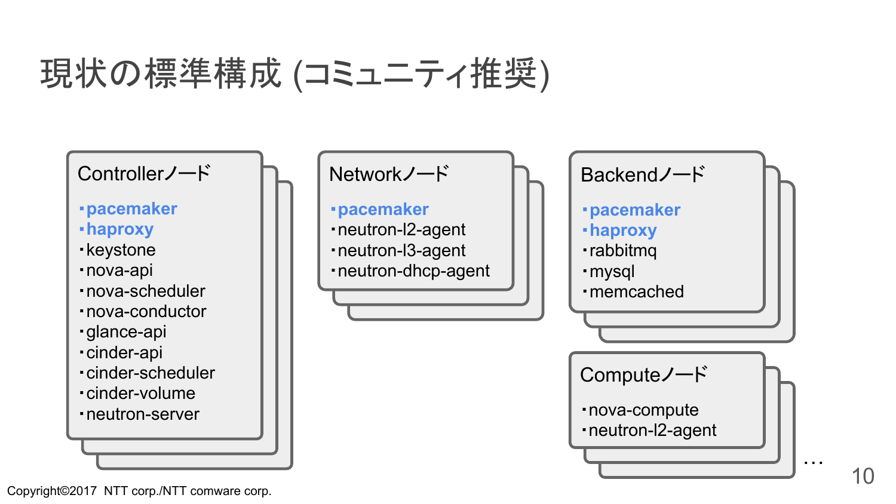# 現状の標準構成 (コミュニティ推奨)

### Controllerノード

- **pacemaker**
- **haproxy**
- keystone
- nova-api
- nova-scheduler
- nova-conductor
- glance-api
- cinder-api
- cinder-scheduler
- cinder-volume
- neutron-server

### Networkノード

- **pacemaker**
- neutron-l2-agent
- neutron-l3-agent
- neutron-dhcp-agent

### Backendノード

- **pacemaker**
- **haproxy**
- rabbitmq
- mysql
- memcached

### Computeノード

- nova-compute
- neutron-l2-agent

…

Copyright©2017 NTT corp./NTT comware corp.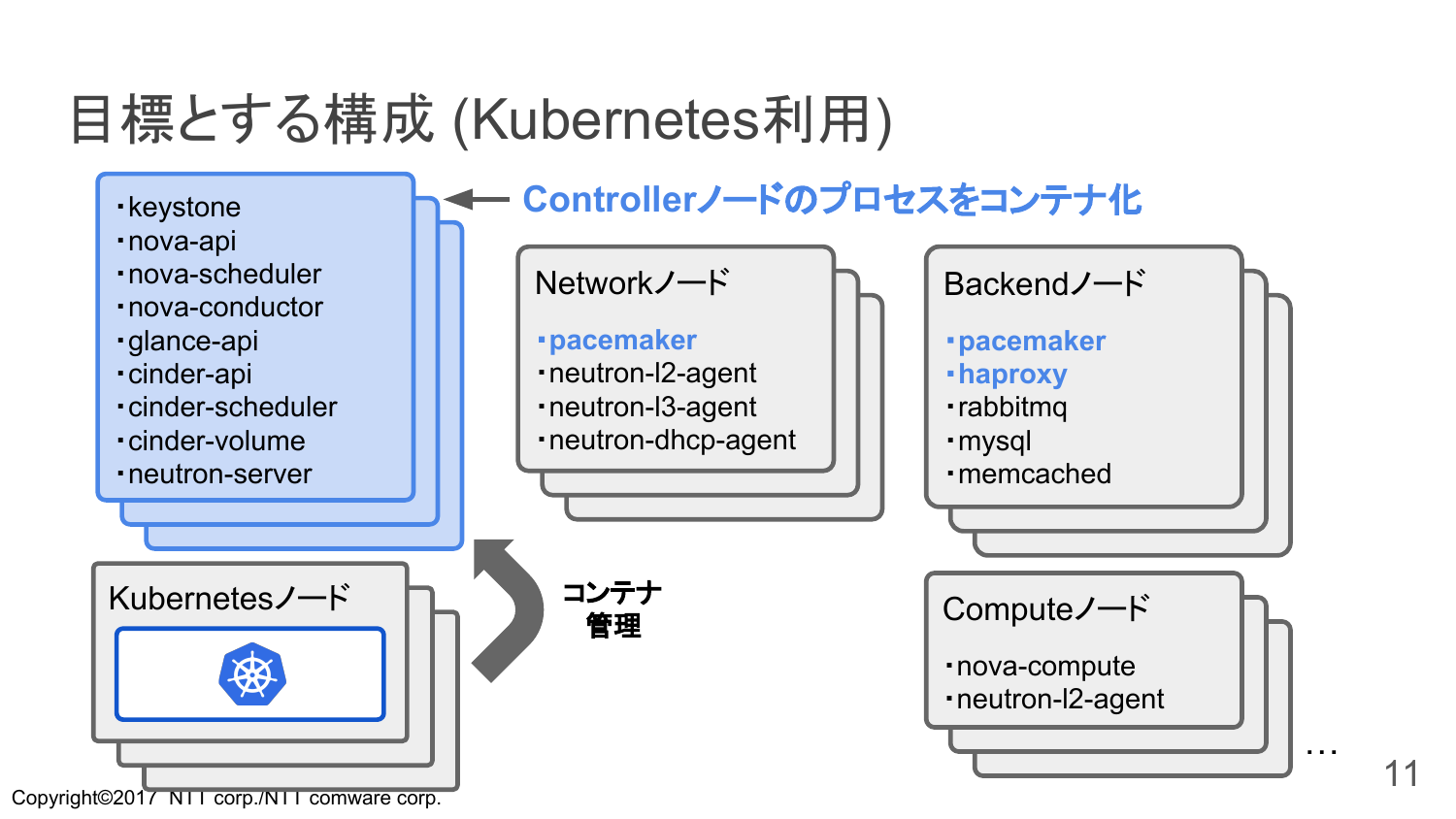# 目標とする構成 (Kubernetes利用)

- keystone
- nova-api
- nova-scheduler
- nova-conductor
- glance-api
- cinder-api
- cinder-scheduler
- cinder-volume
- neutron-server

← **Controllerノードのプロセスをコンテナ化**

**Networkノード**

- **pacemaker**
- neutron-l2-agent
- neutron-l3-agent
- neutron-dhcp-agent

**Backendノード**

- **pacemaker**
- **haproxy**
- rabbitmq
- mysql
- memcached

**Kubernetesノード**

**コンテナ管理**

**Computeノード**

- nova-compute
- neutron-l2-agent

…

Copyright©2017 NTT corp./NTT comware corp.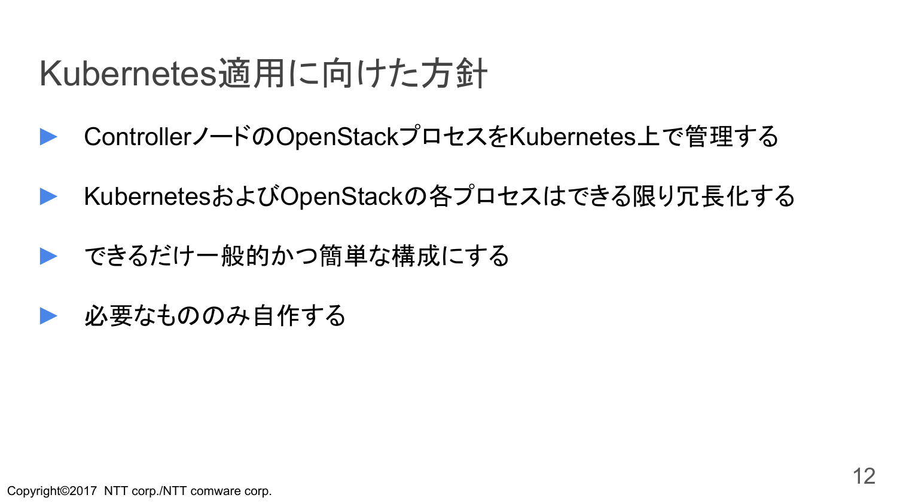# Kubernetes適用に向けた方針

- ControllerノードのOpenStackプロセスをKubernetes上で管理する
- KubernetesおよびOpenStackの各プロセスはできる限り冗長化する
- できるだけ一般的かつ簡単な構成にする
- 必要なもののみ自作する

Copyright©2017 NTT corp./NTT comware corp.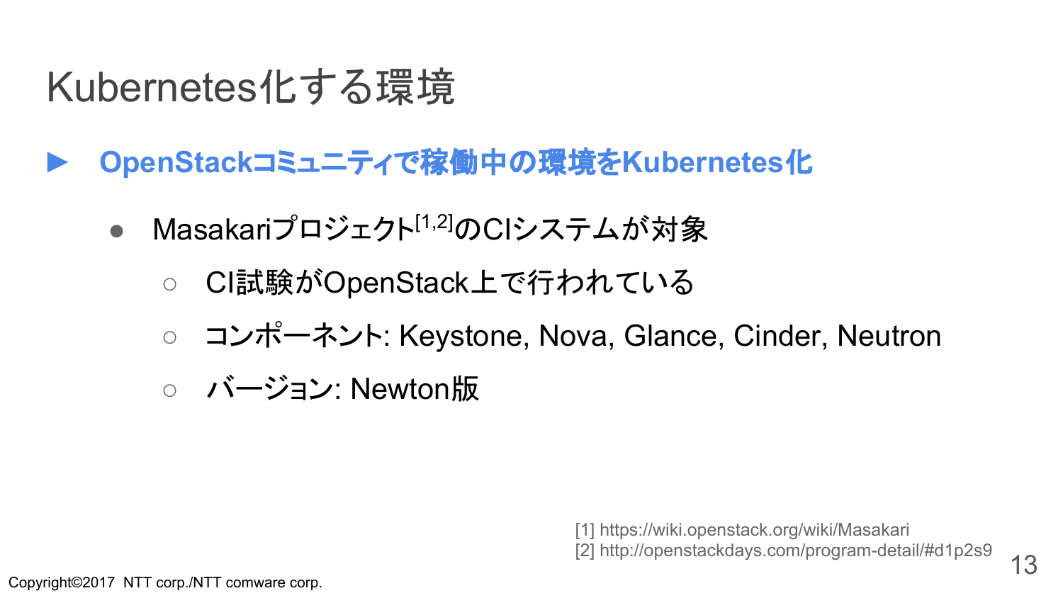# Kubernetes化する環境

- **OpenStackコミュニティで稼働中の環境をKubernetes化**
  - Masakariプロジェクト[1,2]のCIシステムが対象
    - CI試験がOpenStack上で行われている
    - コンポーネント: Keystone, Nova, Glance, Cinder, Neutron
    - バージョン: Newton版

[1] https://wiki.openstack.org/wiki/Masakari
[2] http://openstackdays.com/program-detail/#d1p2s9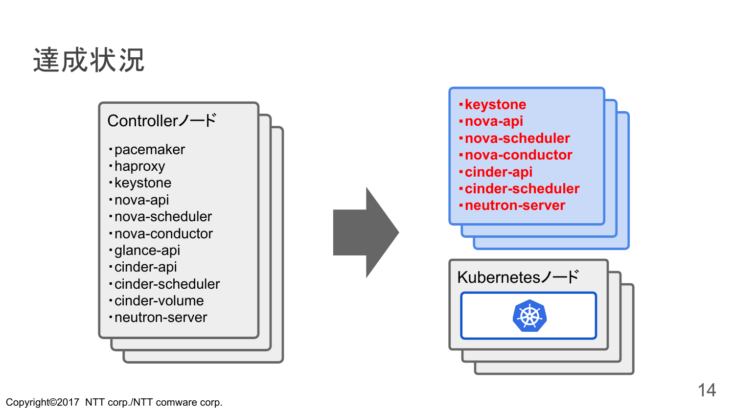# 達成状況

**Controllerノード**

- pacemaker
- haproxy
- keystone
- nova-api
- nova-scheduler
- nova-conductor
- glance-api
- cinder-api
- cinder-scheduler
- cinder-volume
- neutron-server

↓

- **keystone**
- **nova-api**
- **nova-scheduler**
- **nova-conductor**
- **cinder-api**
- **cinder-scheduler**
- **neutron-server**

**Kubernetesノード**

Copyright©2017 NTT corp./NTT comware corp.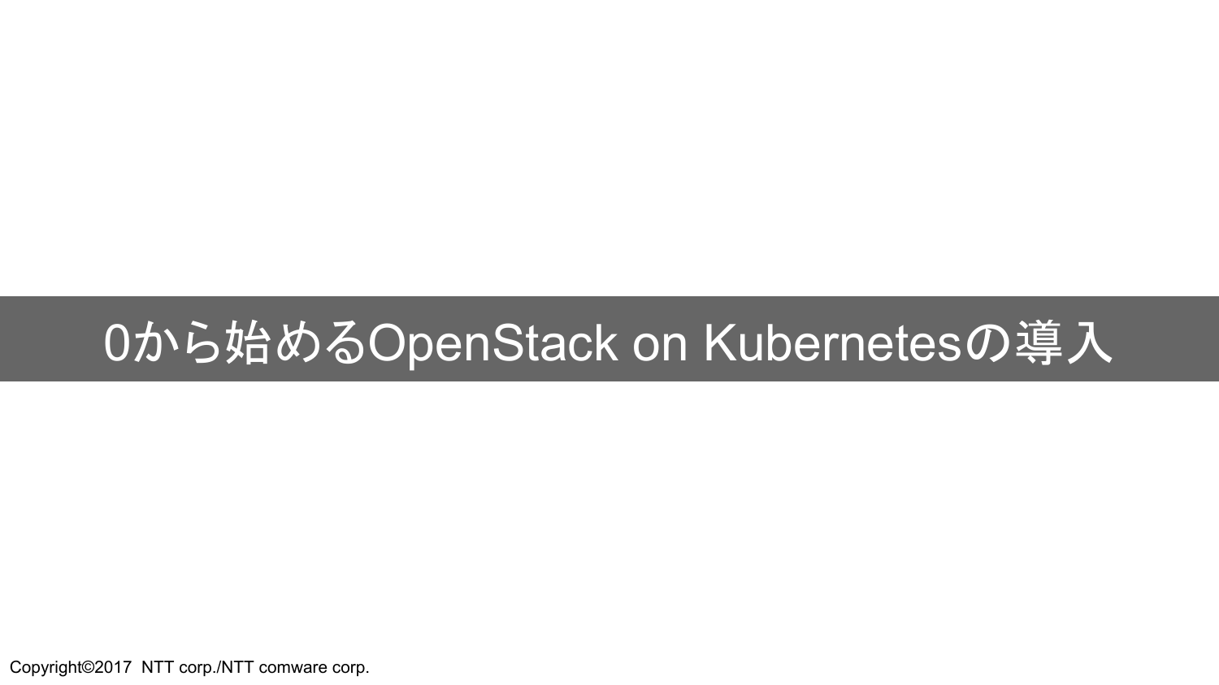# 0から始めるOpenStack on Kubernetesの導入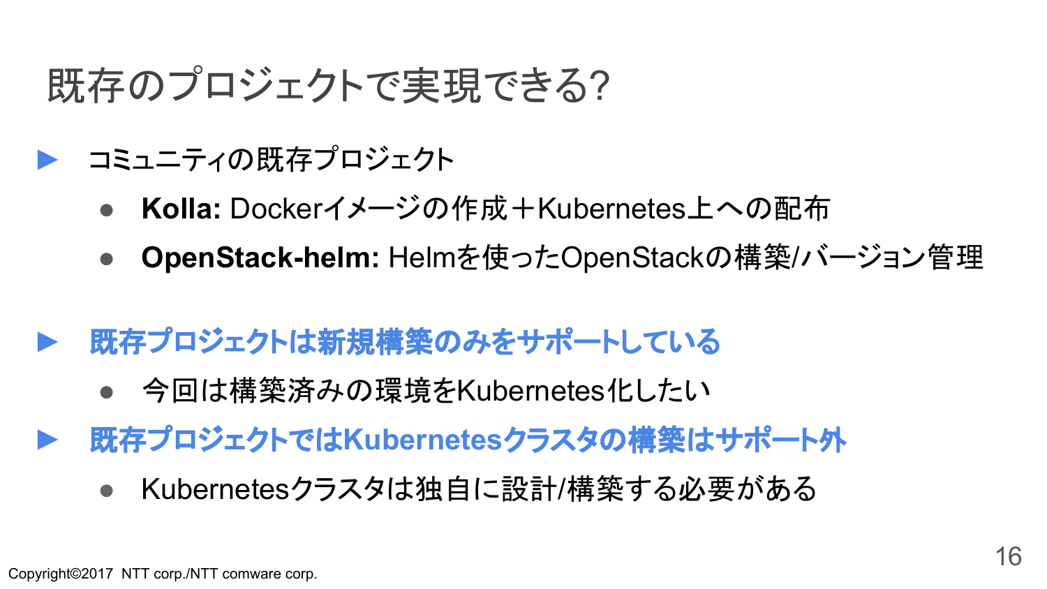# 既存のプロジェクトで実現できる?

- コミュニティの既存プロジェクト
  - **Kolla:** Dockerイメージの作成＋Kubernetes上への配布
  - **OpenStack-helm:** Helmを使ったOpenStackの構築/バージョン管理

- **既存プロジェクトは新規構築のみをサポートしている**
  - 今回は構築済みの環境をKubernetes化したい
- **既存プロジェクトではKubernetesクラスタの構築はサポート外**
  - Kubernetesクラスタは独自に設計/構築する必要がある

Copyright©2017 NTT corp./NTT comware corp.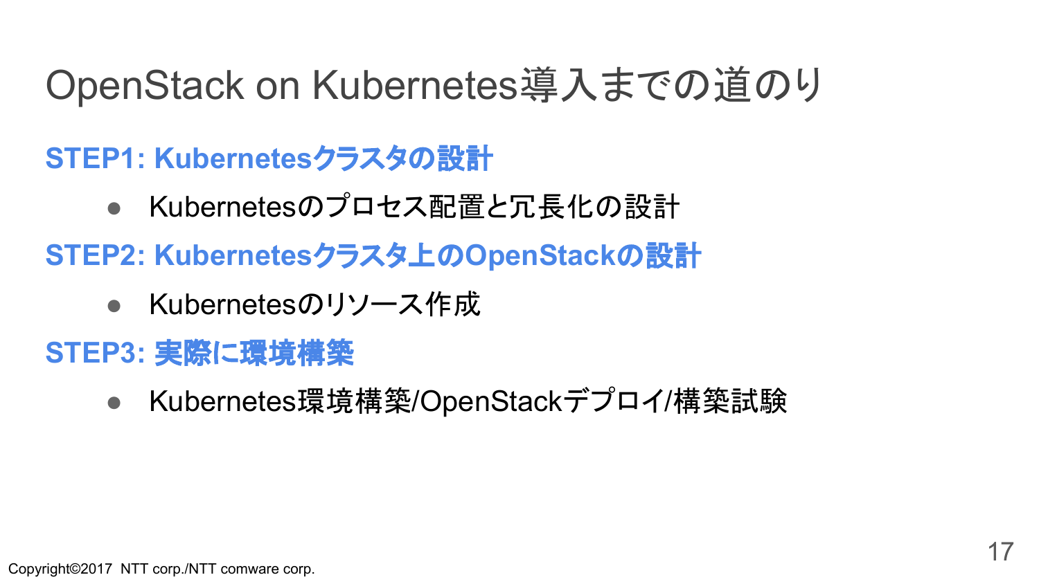# OpenStack on Kubernetes導入までの道のり

**STEP1: Kubernetesクラスタの設計**

- Kubernetesのプロセス配置と冗長化の設計

**STEP2: Kubernetesクラスタ上のOpenStackの設計**

- Kubernetesのリソース作成

**STEP3: 実際に環境構築**

- Kubernetes環境構築/OpenStackデプロイ/構築試験

Copyright©2017 NTT corp./NTT comware corp.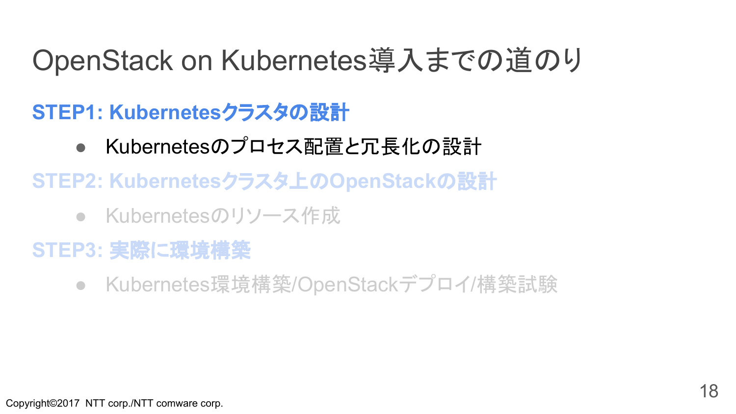# OpenStack on Kubernetes導入までの道のり

**STEP1: Kubernetesクラスタの設計**

- Kubernetesのプロセス配置と冗長化の設計

**STEP2: Kubernetesクラスタ上のOpenStackの設計**

- Kubernetesのリソース作成

**STEP3: 実際に環境構築**

- Kubernetes環境構築/OpenStackデプロイ/構築試験

Copyright©2017 NTT corp./NTT comware corp.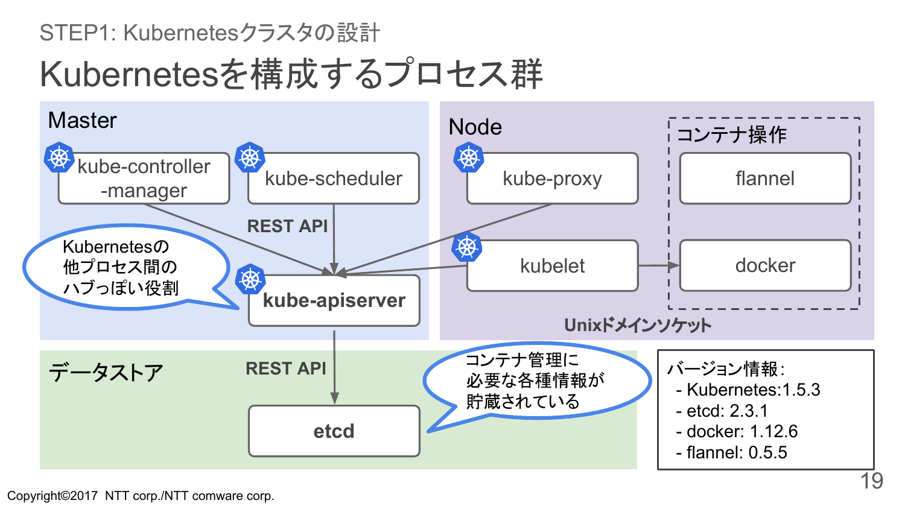STEP1: Kubernetesクラスタの設計

# Kubernetesを構成するプロセス群

**Master**

- kube-controller-manager
- kube-scheduler
- kube-apiserver

REST API

Kubernetesの他プロセス間のハブっぽい役割

**Node**

- kube-proxy
- kubelet

コンテナ操作

- flannel
- docker

Unixドメインソケット

**データストア**

REST API

- etcd

コンテナ管理に必要な各種情報が貯蔵されている

バージョン情報:
- Kubernetes:1.5.3
- etcd: 2.3.1
- docker: 1.12.6
- flannel: 0.5.5

Copyright©2017 NTT corp./NTT comware corp.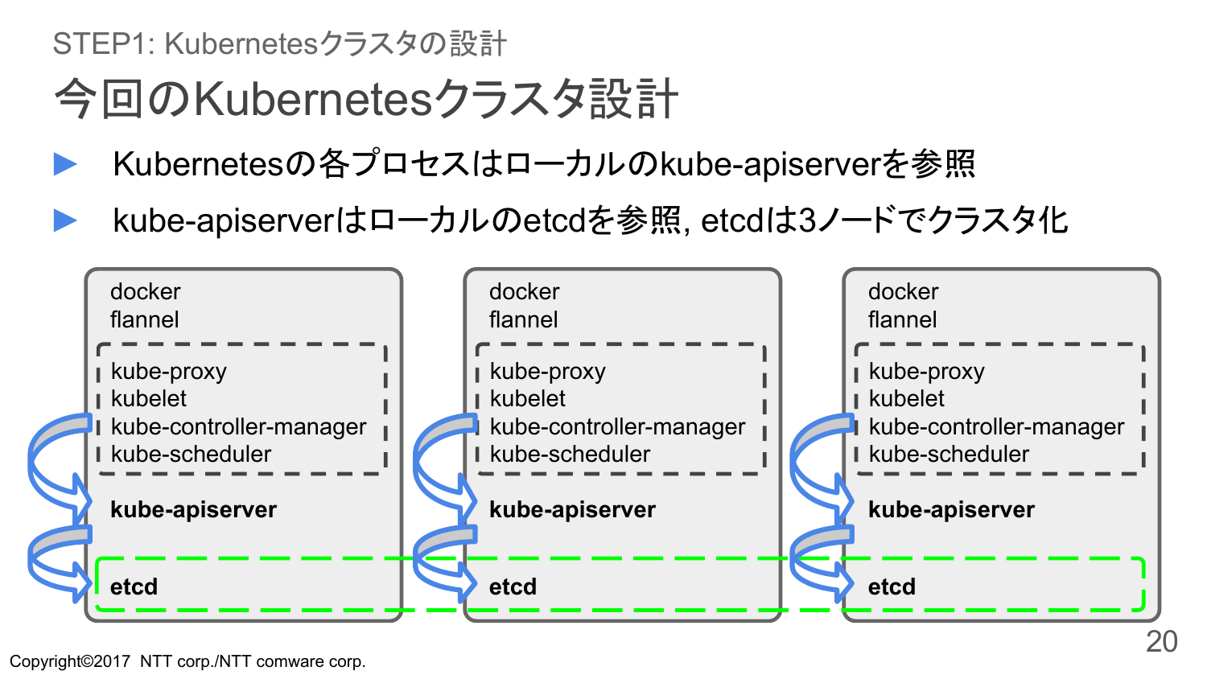STEP1: Kubernetesクラスタの設計

# 今回のKubernetesクラスタ設計

- Kubernetesの各プロセスはローカルのkube-apiserverを参照
- kube-apiserverはローカルのetcdを参照, etcdは3ノードでクラスタ化

docker
flannel
kube-proxy
kubelet
kube-controller-manager
kube-scheduler
**kube-apiserver**
**etcd**

docker
flannel
kube-proxy
kubelet
kube-controller-manager
kube-scheduler
**kube-apiserver**
**etcd**

docker
flannel
kube-proxy
kubelet
kube-controller-manager
kube-scheduler
**kube-apiserver**
**etcd**

Copyright©2017 NTT corp./NTT comware corp.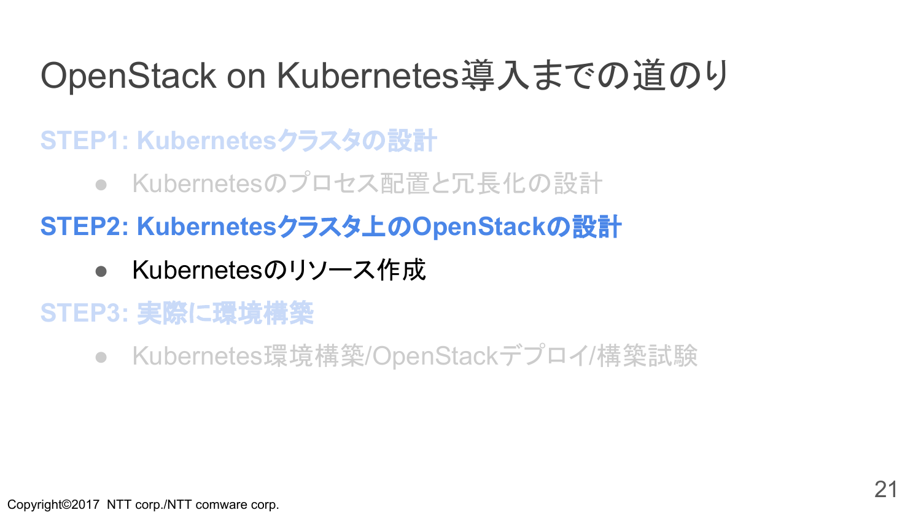# OpenStack on Kubernetes導入までの道のり

**STEP1: Kubernetesクラスタの設計**

- Kubernetesのプロセス配置と冗長化の設計

**STEP2: Kubernetesクラスタ上のOpenStackの設計**

- Kubernetesのリソース作成

**STEP3: 実際に環境構築**

- Kubernetes環境構築/OpenStackデプロイ/構築試験

Copyright©2017 NTT corp./NTT comware corp.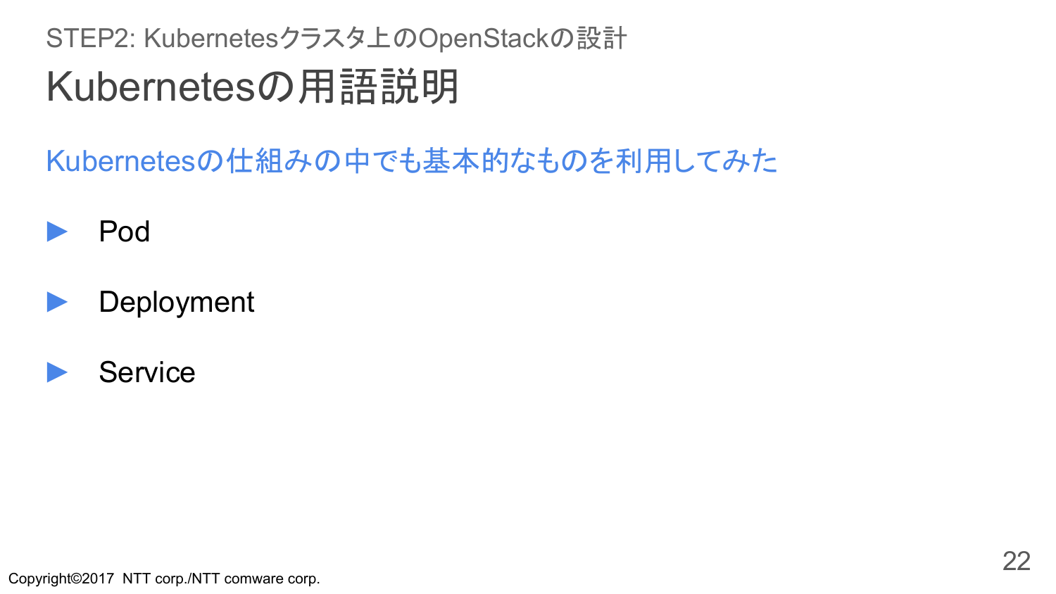STEP2: Kubernetesクラスタ上のOpenStackの設計

# Kubernetesの用語説明

Kubernetesの仕組みの中でも基本的なものを利用してみた

- Pod
- Deployment
- Service

Copyright©2017 NTT corp./NTT comware corp.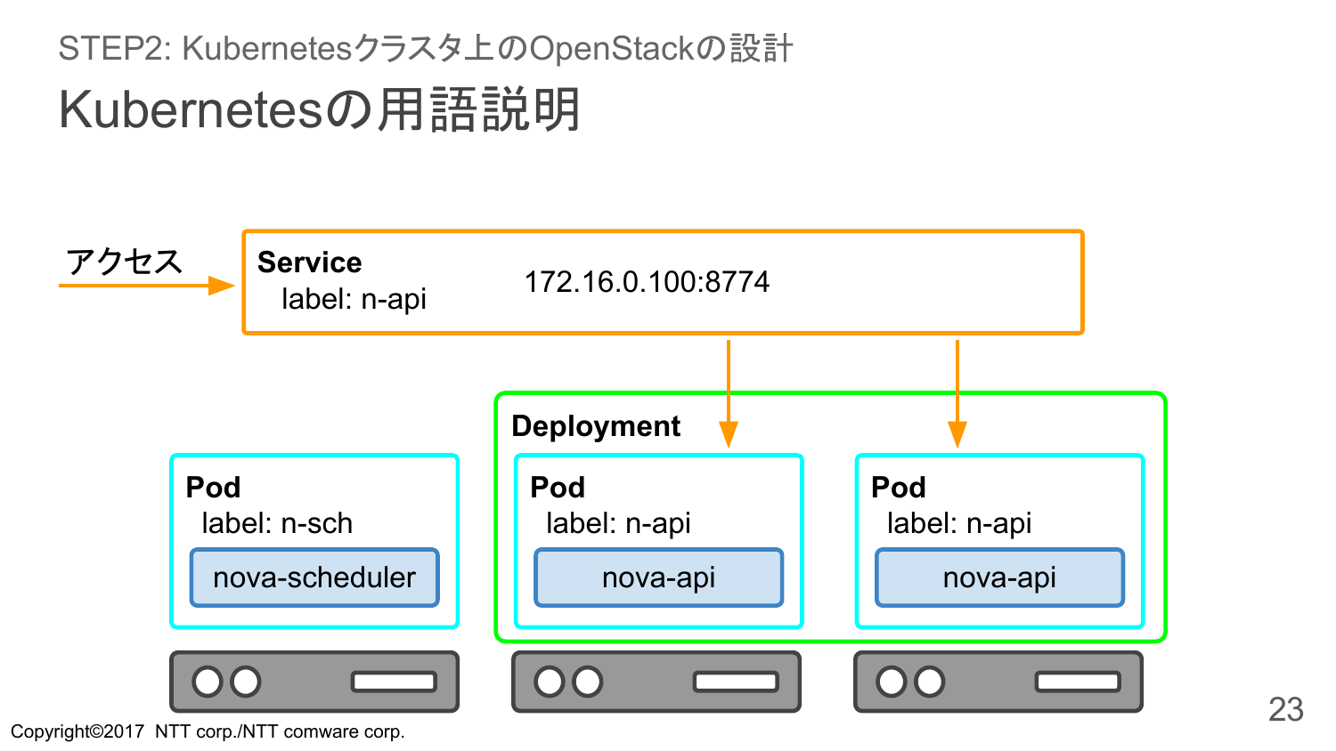STEP2: Kubernetesクラスタ上のOpenStackの設計

# Kubernetesの用語説明

アクセス

**Service**
label: n-api
172.16.0.100:8774

**Deployment**

**Pod**
label: n-sch
nova-scheduler

**Pod**
label: n-api
nova-api

**Pod**
label: n-api
nova-api

Copyright©2017 NTT corp./NTT comware corp.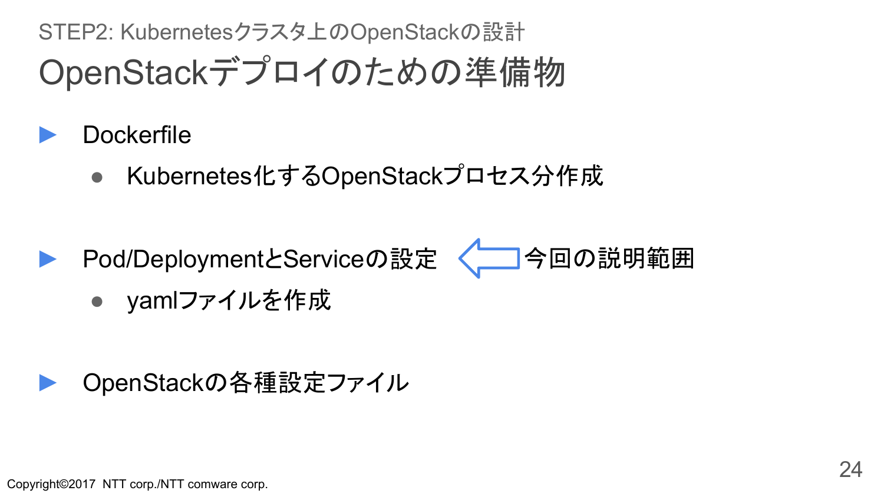STEP2: Kubernetesクラスタ上のOpenStackの設計

# OpenStackデプロイのための準備物

- Dockerfile
  - Kubernetes化するOpenStackプロセス分作成
- Pod/DeploymentとServiceの設定 ⇐ 今回の説明範囲
  - yamlファイルを作成
- OpenStackの各種設定ファイル

Copyright©2017 NTT corp./NTT comware corp.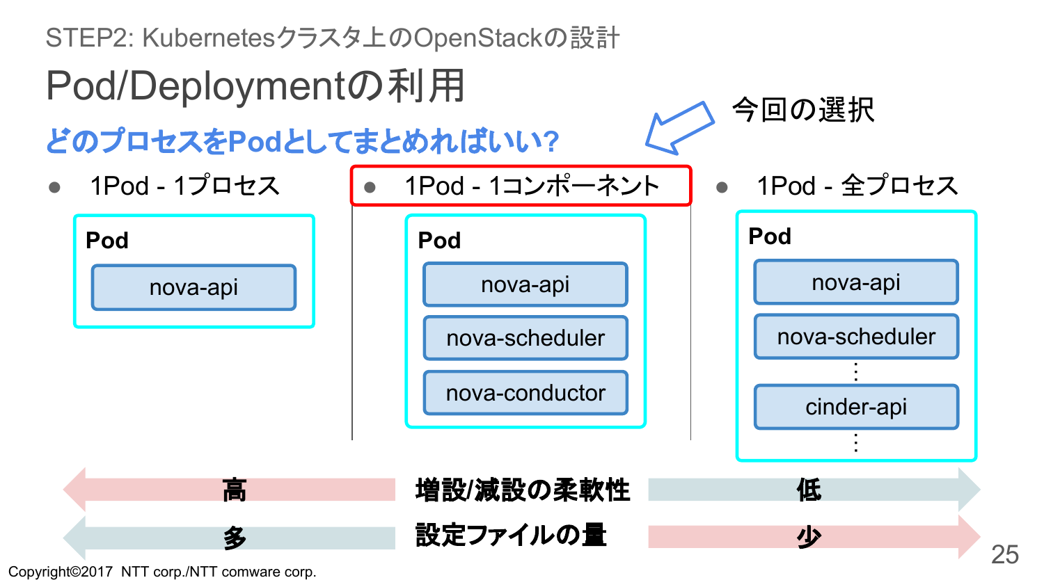STEP2: Kubernetesクラスタ上のOpenStackの設計

# Pod/Deploymentの利用

## どのプロセスをPodとしてまとめればいい?

今回の選択

- 1Pod - 1プロセス
  - Pod
    - nova-api
- **1Pod - 1コンポーネント**
  - Pod
    - nova-api
    - nova-scheduler
    - nova-conductor
- 1Pod - 全プロセス
  - Pod
    - nova-api
    - nova-scheduler
    - ⋮
    - cinder-api
    - ⋮

| | | |
|---|---|---|
| 高 | **増設/減設の柔軟性** | 低 |
| 多 | **設定ファイルの量** | 少 |

Copyright©2017 NTT corp./NTT comware corp.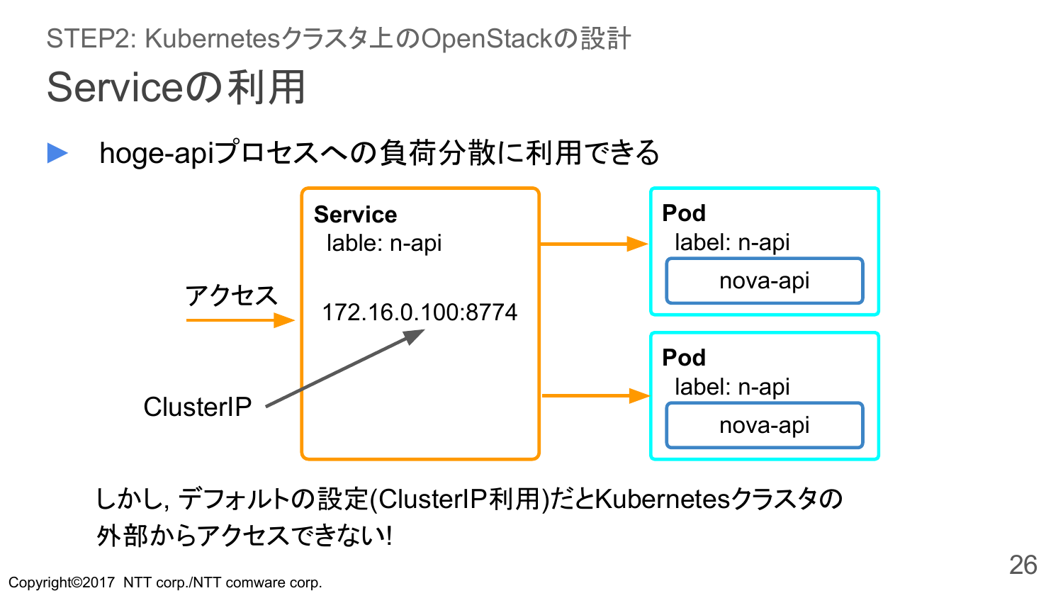STEP2: Kubernetesクラスタ上のOpenStackの設計

# Serviceの利用

- hoge-apiプロセスへの負荷分散に利用できる

**Service**
lable: n-api

172.16.0.100:8774

アクセス

ClusterIP

**Pod**
label: n-api
nova-api

**Pod**
label: n-api
nova-api

しかし, デフォルトの設定(ClusterIP利用)だとKubernetesクラスタの外部からアクセスできない!

Copyright©2017 NTT corp./NTT comware corp.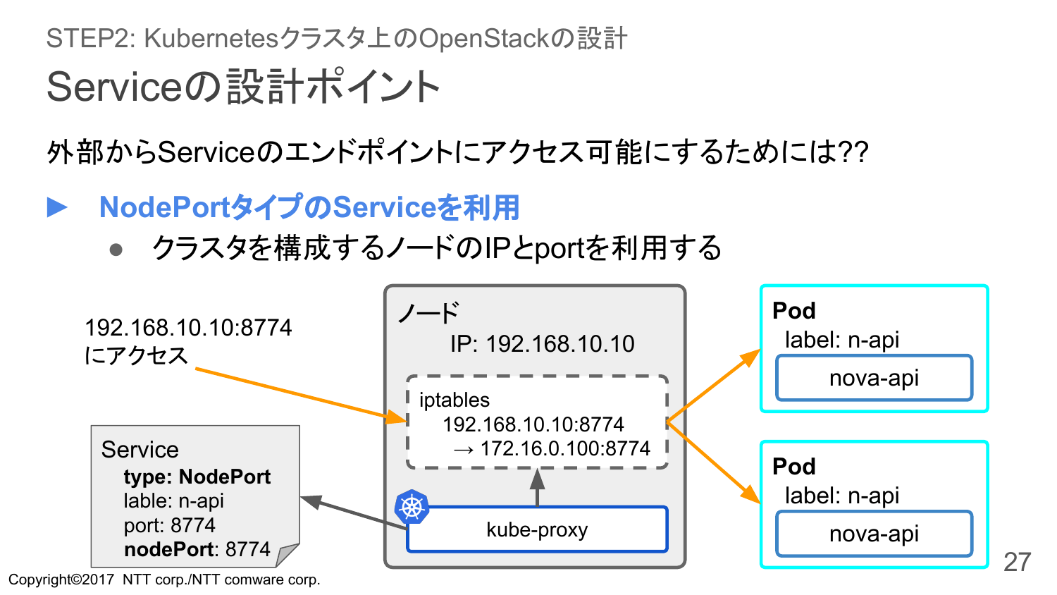STEP2: Kubernetesクラスタ上のOpenStackの設計

# Serviceの設計ポイント

外部からServiceのエンドポイントにアクセス可能にするためには??

- **NodePortタイプのServiceを利用**
  - クラスタを構成するノードのIPとportを利用する

192.168.10.10:8774
にアクセス

ノード
IP: 192.168.10.10

iptables
192.168.10.10:8774
→ 172.16.0.100:8774

kube-proxy

Service
**type: NodePort**
lable: n-api
port: 8774
**nodePort**: 8774

**Pod**
label: n-api
nova-api

**Pod**
label: n-api
nova-api

Copyright©2017 NTT corp./NTT comware corp.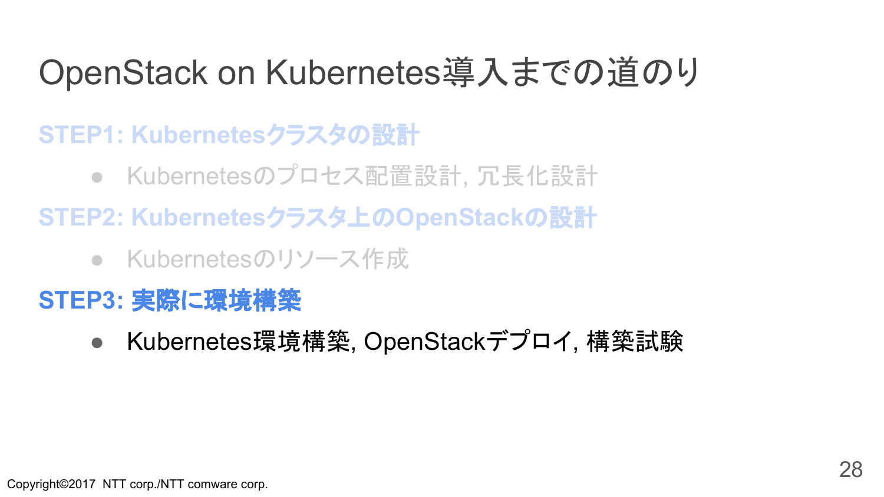# OpenStack on Kubernetes導入までの道のり

**STEP1: Kubernetesクラスタの設計**

- Kubernetesのプロセス配置設計, 冗長化設計

**STEP2: Kubernetesクラスタ上のOpenStackの設計**

- Kubernetesのリソース作成

**STEP3: 実際に環境構築**

- Kubernetes環境構築, OpenStackデプロイ, 構築試験

Copyright©2017 NTT corp./NTT comware corp.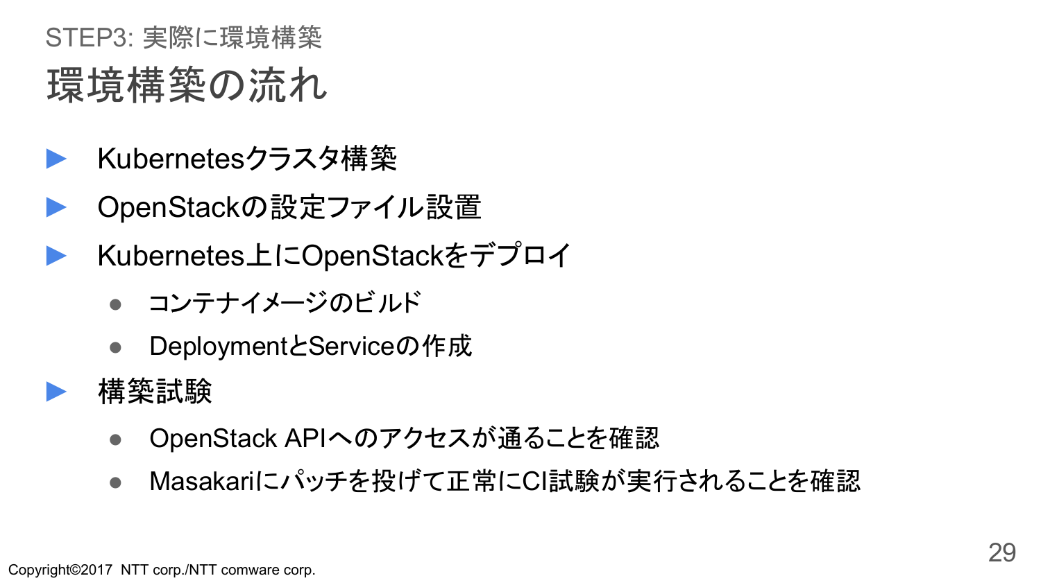STEP3: 実際に環境構築

# 環境構築の流れ

- Kubernetesクラスタ構築
- OpenStackの設定ファイル設置
- Kubernetes上にOpenStackをデプロイ
  - コンテナイメージのビルド
  - DeploymentとServiceの作成
- 構築試験
  - OpenStack APIへのアクセスが通ることを確認
  - Masakariにパッチを投げて正常にCI試験が実行されることを確認

Copyright©2017 NTT corp./NTT comware corp.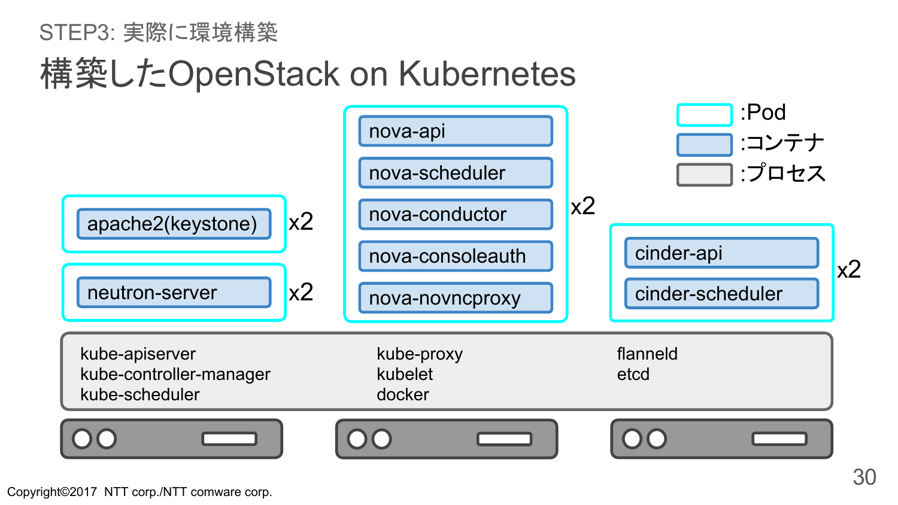STEP3: 実際に環境構築

# 構築したOpenStack on Kubernetes

:Pod
:コンテナ
:プロセス

apache2(keystone) x2

neutron-server x2

nova-api
nova-scheduler
nova-conductor
nova-consoleauth
nova-novncproxy
x2

cinder-api
cinder-scheduler
x2

kube-apiserver
kube-controller-manager
kube-scheduler

kube-proxy
kubelet
docker

flanneld
etcd

Copyright©2017 NTT corp./NTT comware corp.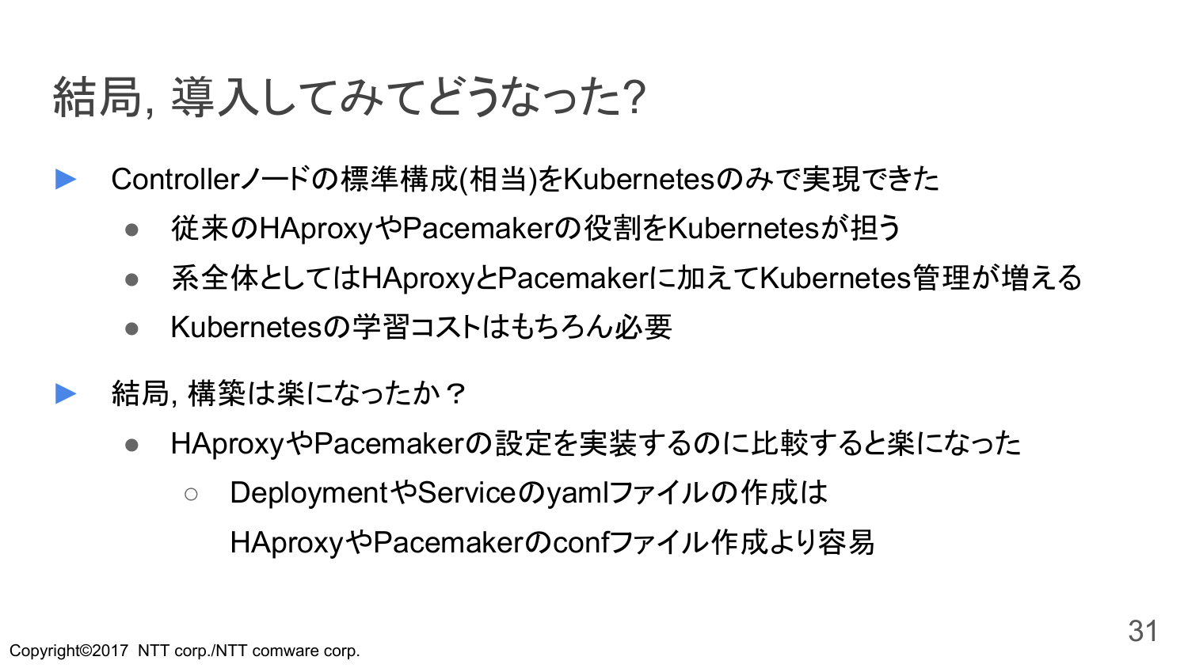# 結局, 導入してみてどうなった?

- Controllerノードの標準構成(相当)をKubernetesのみで実現できた
  - 従来のHAproxyやPacemakerの役割をKubernetesが担う
  - 系全体としてはHAproxyとPacemakerに加えてKubernetes管理が増える
  - Kubernetesの学習コストはもちろん必要

- 結局, 構築は楽になったか？
  - HAproxyやPacemakerの設定を実装するのに比較すると楽になった
    - DeploymentやServiceのyamlファイルの作成は HAproxyやPacemakerのconfファイル作成より容易

Copyright©2017 NTT corp./NTT comware corp.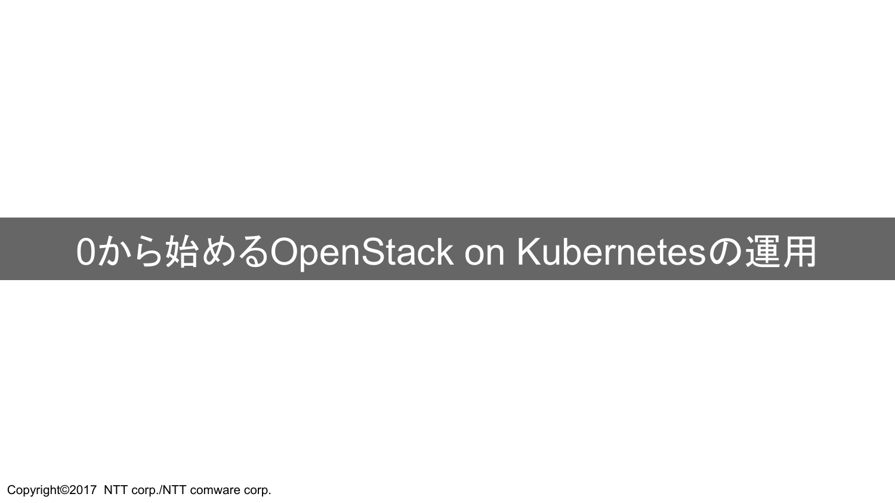# 0から始めるOpenStack on Kubernetesの運用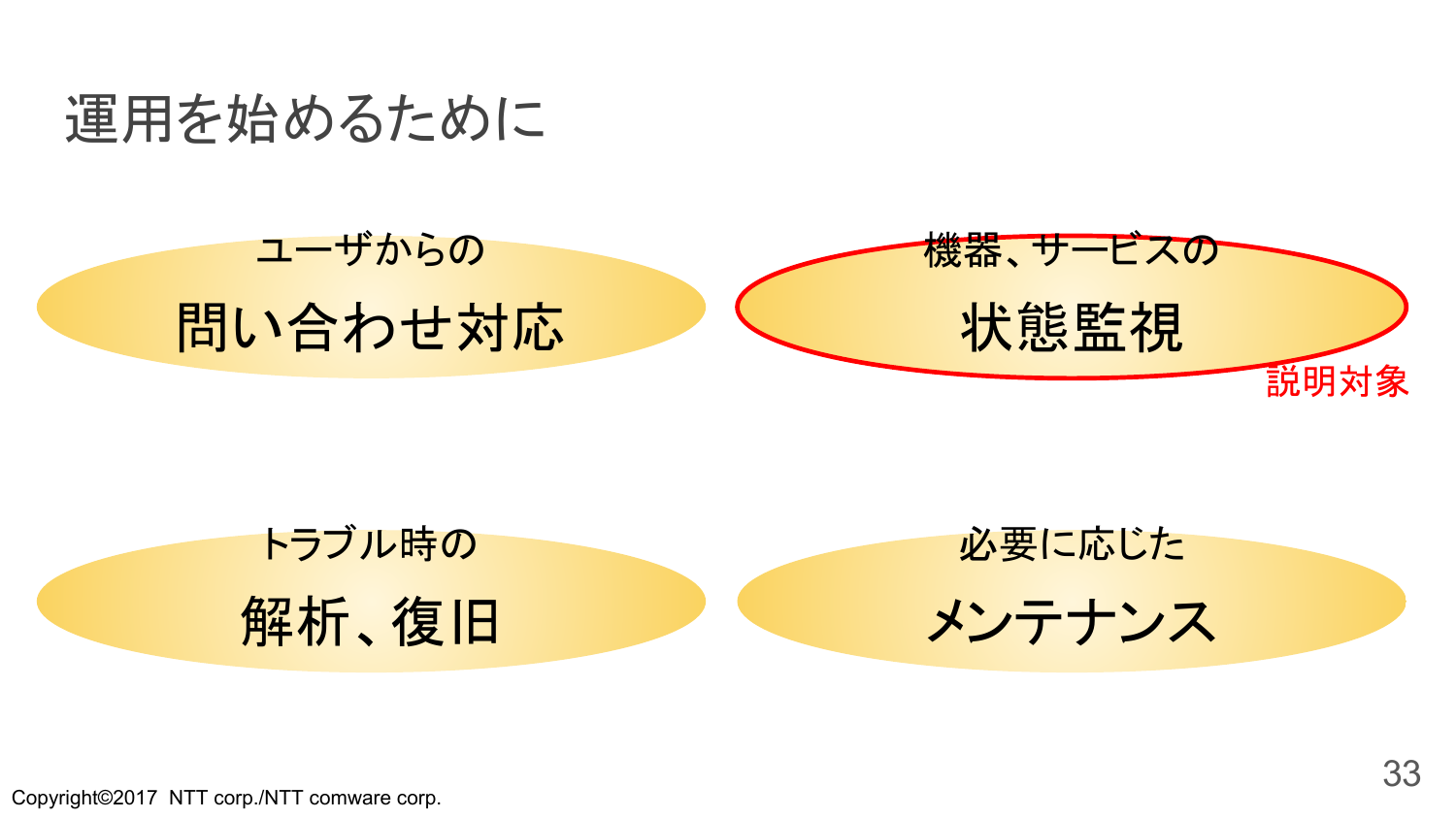# 運用を始めるために

- ユーザからの **問い合わせ対応**
- 機器、サービスの **状態監視**（説明対象）
- トラブル時の **解析、復旧**
- 必要に応じた **メンテナンス**

Copyright©2017 NTT corp./NTT comware corp.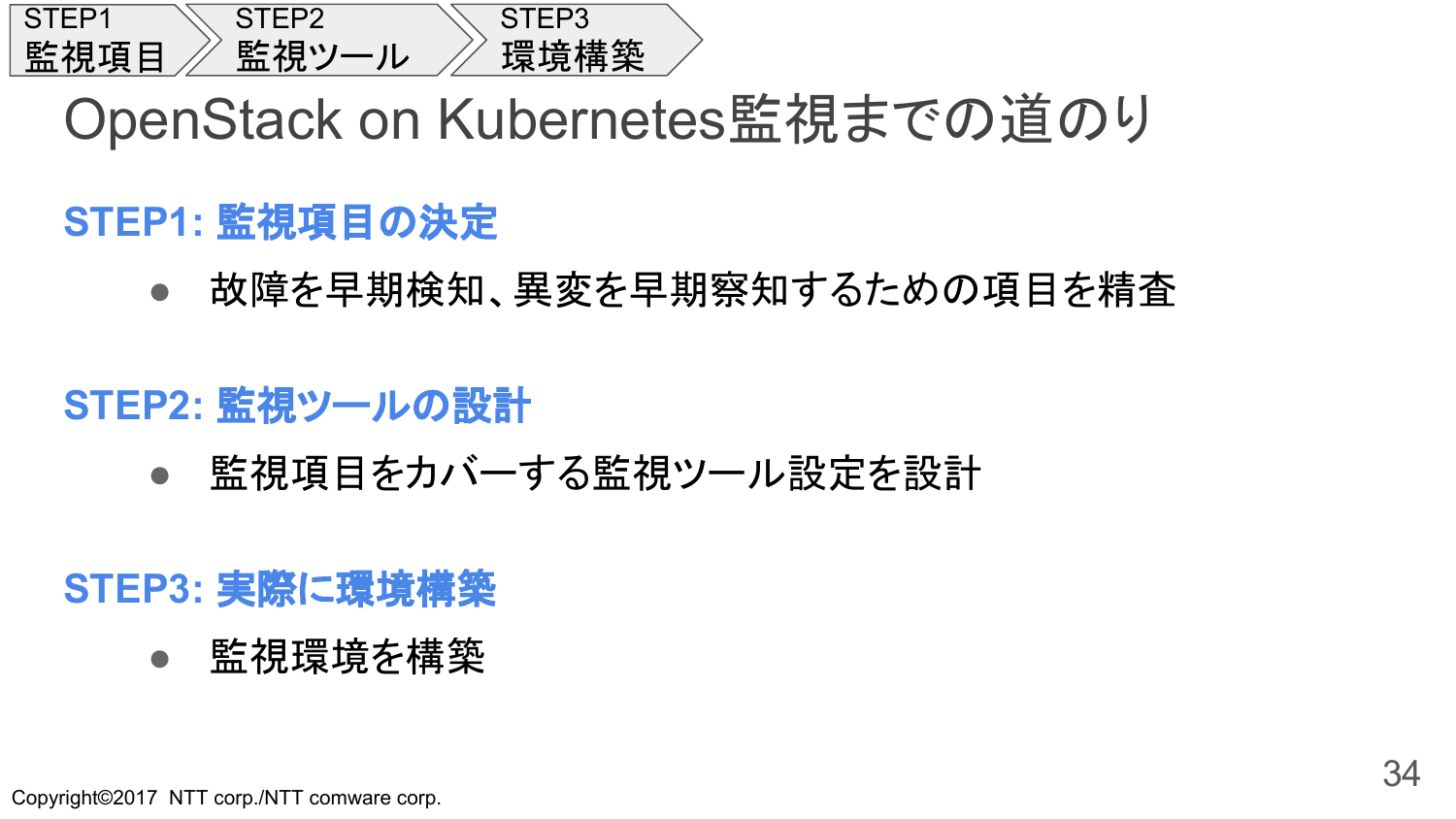STEP1 監視項目 > STEP2 監視ツール > STEP3 環境構築

# OpenStack on Kubernetes監視までの道のり

## STEP1: 監視項目の決定

- 故障を早期検知、異変を早期察知するための項目を精査

## STEP2: 監視ツールの設計

- 監視項目をカバーする監視ツール設定を設計

## STEP3: 実際に環境構築

- 監視環境を構築

Copyright©2017 NTT corp./NTT comware corp.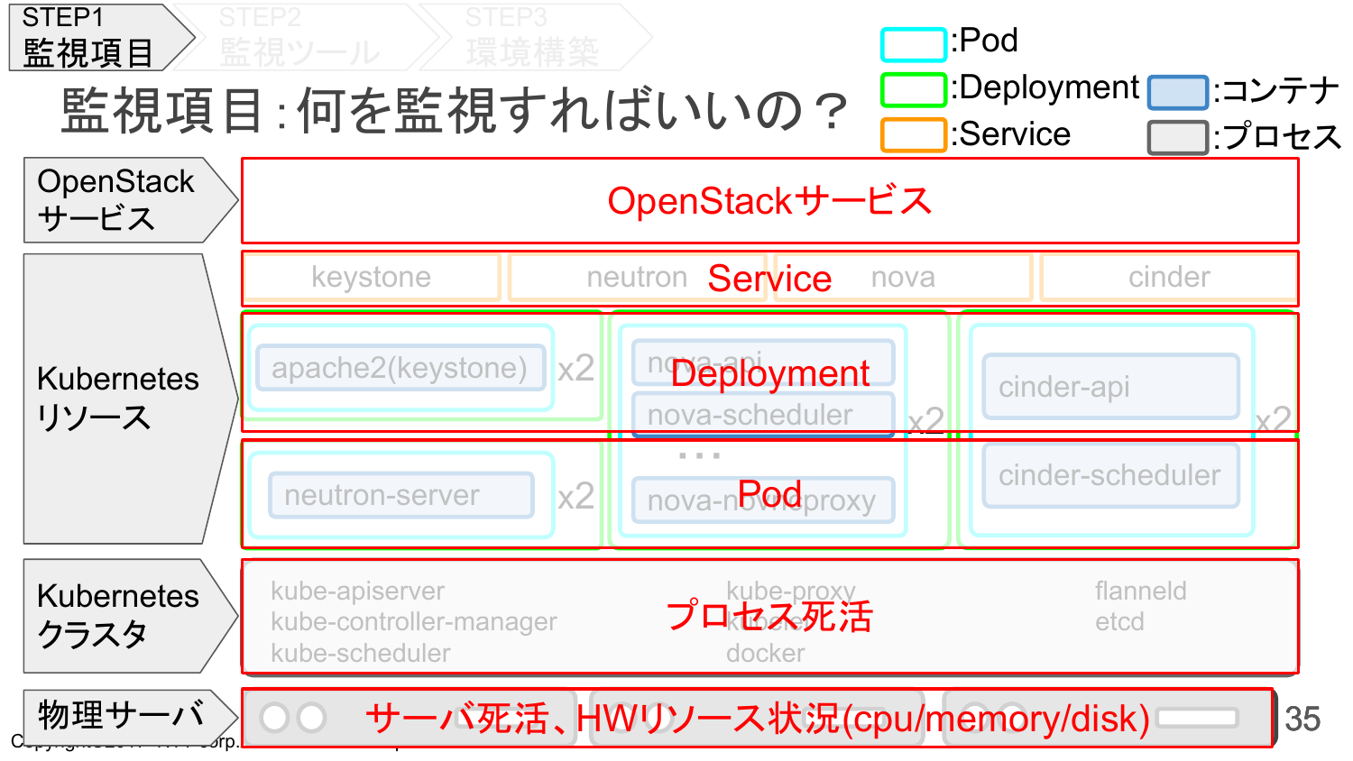STEP1 監視項目 ＞ STEP2 監視ツール ＞ STEP3 環境構築

# 監視項目：何を監視すればいいの？

凡例：
- :Pod
- :Deployment
- :Service
- :コンテナ
- :プロセス

| レイヤ | 監視項目 |
| --- | --- |
| OpenStackサービス | OpenStackサービス |
| Kubernetesリソース | Service（keystone / neutron / nova / cinder） |
| | Deployment（apache2(keystone) x2 / nova-api, nova-scheduler x2 / cinder-api x2） |
| | Pod（neutron-server x2 / nova-novncproxy / cinder-scheduler） |
| Kubernetesクラスタ | プロセス死活（kube-apiserver, kube-controller-manager, kube-scheduler, kube-proxy, kubelet, docker, flanneld, etcd） |
| 物理サーバ | サーバ死活、HWリソース状況(cpu/memory/disk) |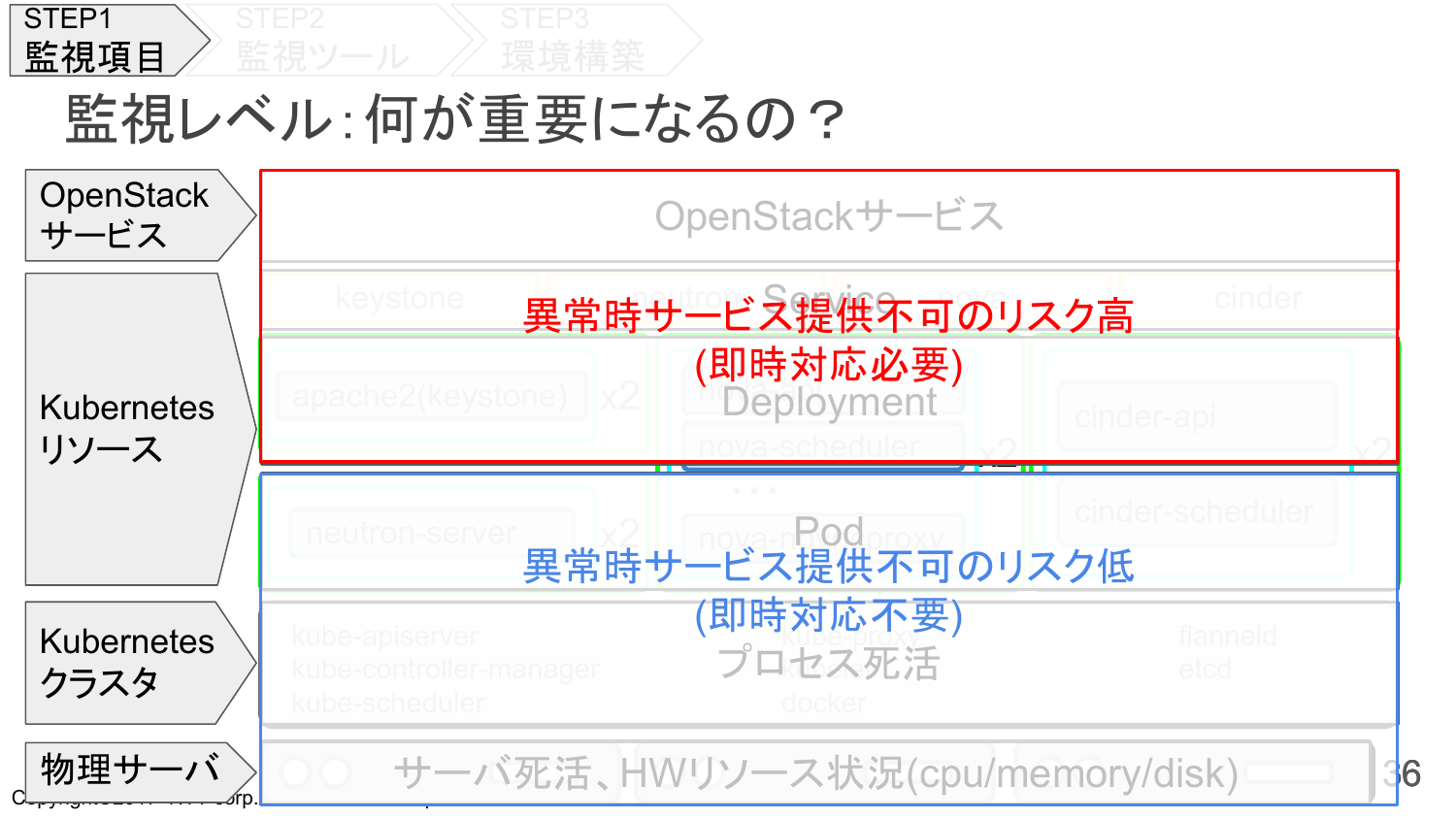STEP1 監視項目 / STEP2 監視ツール / STEP3 環境構築

# 監視レベル：何が重要になるの？

- OpenStackサービス
- Kubernetesリソース
- Kubernetesクラスタ
- 物理サーバ

OpenStackサービス

Service: keystone / neutron / nova / cinder

Deployment: apache2(keystone) x2 / nova-api / nova-scheduler x2 / cinder-api / cinder-scheduler x2

Pod: neutron-server x2 / nova-novncproxy

**異常時サービス提供不可のリスク高**
**(即時対応必要)**

**異常時サービス提供不可のリスク低**
**(即時対応不要)**

プロセス死活: kube-apiserver / kube-controller-manager / kube-scheduler / kube-proxy / kubelet / docker / flanneld / etcd

サーバ死活、HWリソース状況(cpu/memory/disk)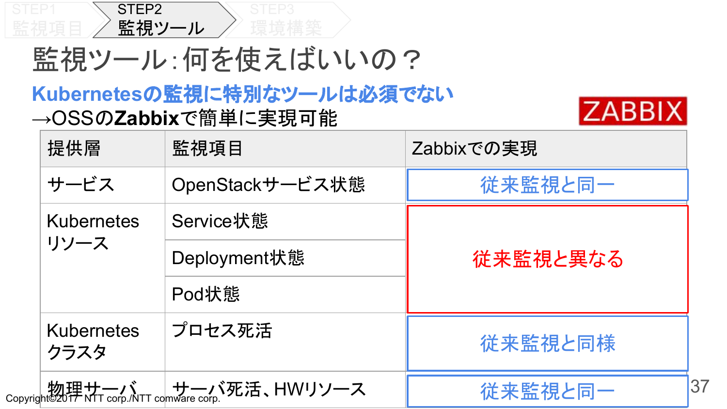STEP1 監視項目 / STEP2 監視ツール / STEP3 環境構築

# 監視ツール：何を使えばいいの？

**Kubernetesの監視に特別なツールは必須でない**

→OSSの**Zabbix**で簡単に実現可能

ZABBIX

| 提供層 | 監視項目 | Zabbixでの実現 |
| --- | --- | --- |
| サービス | OpenStackサービス状態 | 従来監視と同一 |
| Kubernetesリソース | Service状態 | 従来監視と異なる |
| | Deployment状態 | |
| | Pod状態 | |
| Kubernetesクラスタ | プロセス死活 | 従来監視と同様 |
| 物理サーバ | サーバ死活、HWリソース | 従来監視と同一 |

Copyright©2017 NTT corp./NTT comware corp.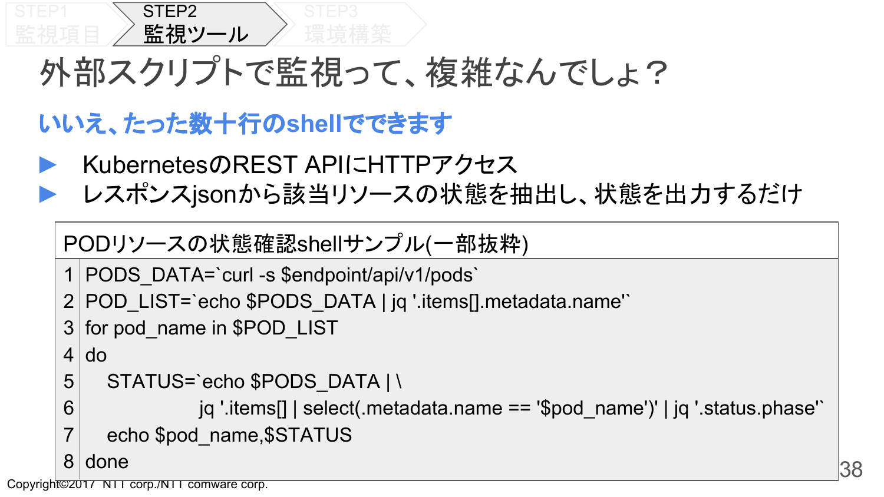STEP1 監視項目 / STEP2 監視ツール / STEP3 環境構築

# 外部スクリプトで監視って、複雑なんでしょ？

## いいえ、たった数十行のshellでできます

- KubernetesのREST APIにHTTPアクセス
- レスポンスjsonから該当リソースの状態を抽出し、状態を出力するだけ

**PODリソースの状態確認shellサンプル(一部抜粋)**

```
1  PODS_DATA=`curl -s $endpoint/api/v1/pods`
2  POD_LIST=`echo $PODS_DATA | jq '.items[].metadata.name'`
3  for pod_name in $POD_LIST
4  do
5     STATUS=`echo $PODS_DATA | \
6                  jq '.items[] | select(.metadata.name == '$pod_name')' | jq '.status.phase'`
7     echo $pod_name,$STATUS
8  done
```

Copyright©2017 NTT corp./NTT comware corp.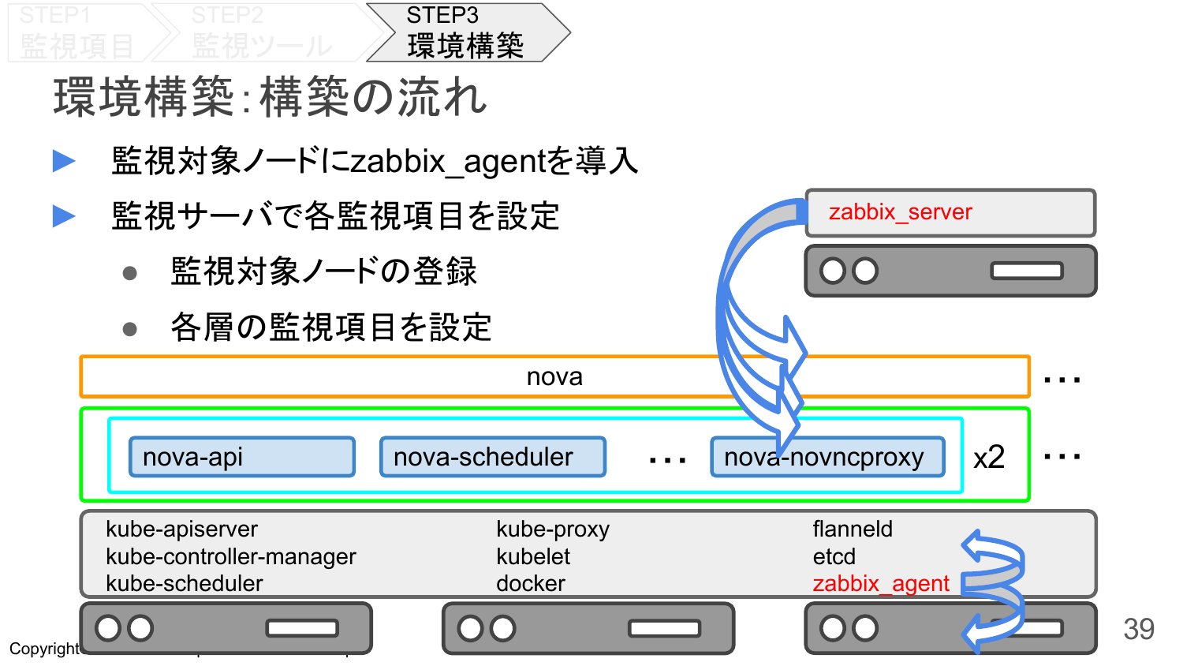STEP1 監視項目 / STEP2 監視ツール / STEP3 環境構築

# 環境構築:構築の流れ

- 監視対象ノードにzabbix_agentを導入
- 監視サーバで各監視項目を設定
  - 監視対象ノードの登録
  - 各層の監視項目を設定

zabbix_server

nova

nova-api　nova-scheduler　・・・　nova-novncproxy　x2

kube-apiserver
kube-controller-manager
kube-scheduler

kube-proxy
kubelet
docker

flanneld
etcd
zabbix_agent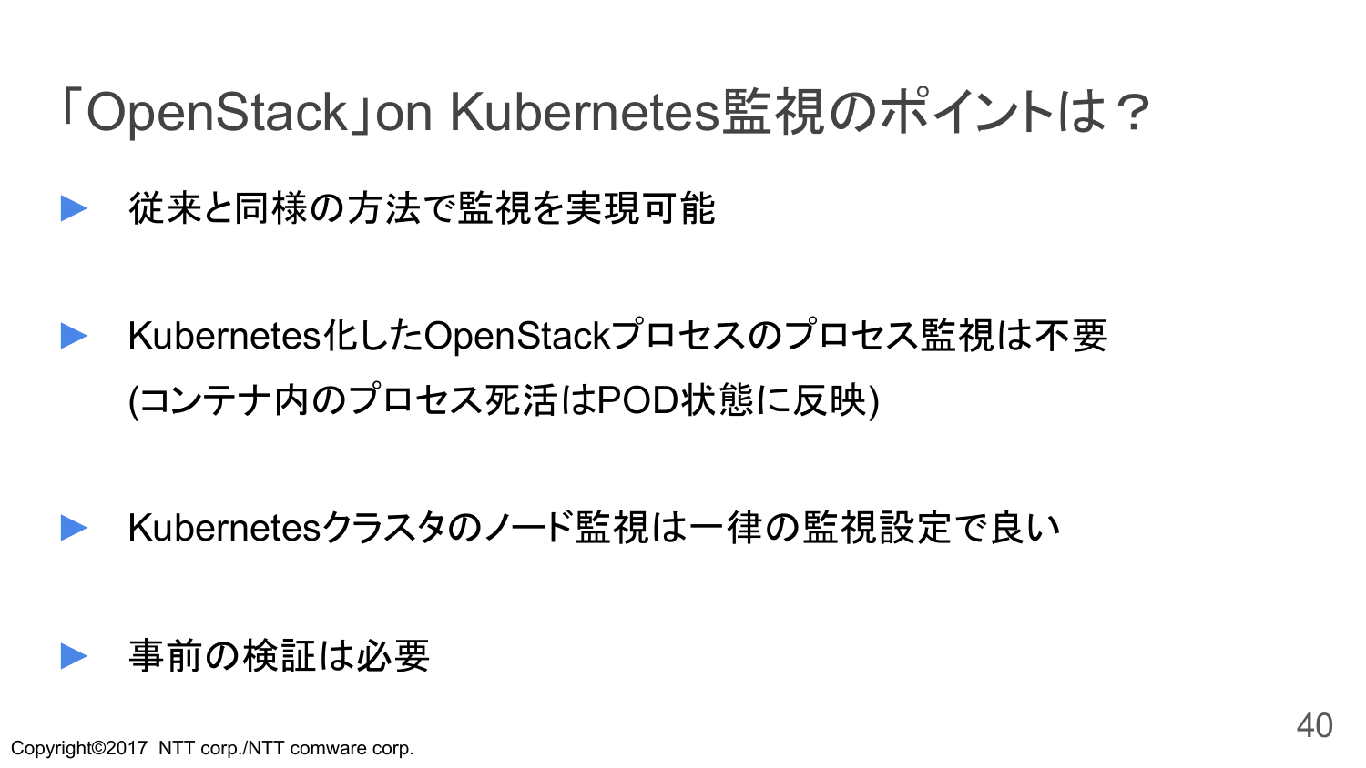# 「OpenStack」on Kubernetes監視のポイントは？

- 従来と同様の方法で監視を実現可能
- Kubernetes化したOpenStackプロセスのプロセス監視は不要
  (コンテナ内のプロセス死活はPOD状態に反映)
- Kubernetesクラスタのノード監視は一律の監視設定で良い
- 事前の検証は必要

Copyright©2017 NTT corp./NTT comware corp.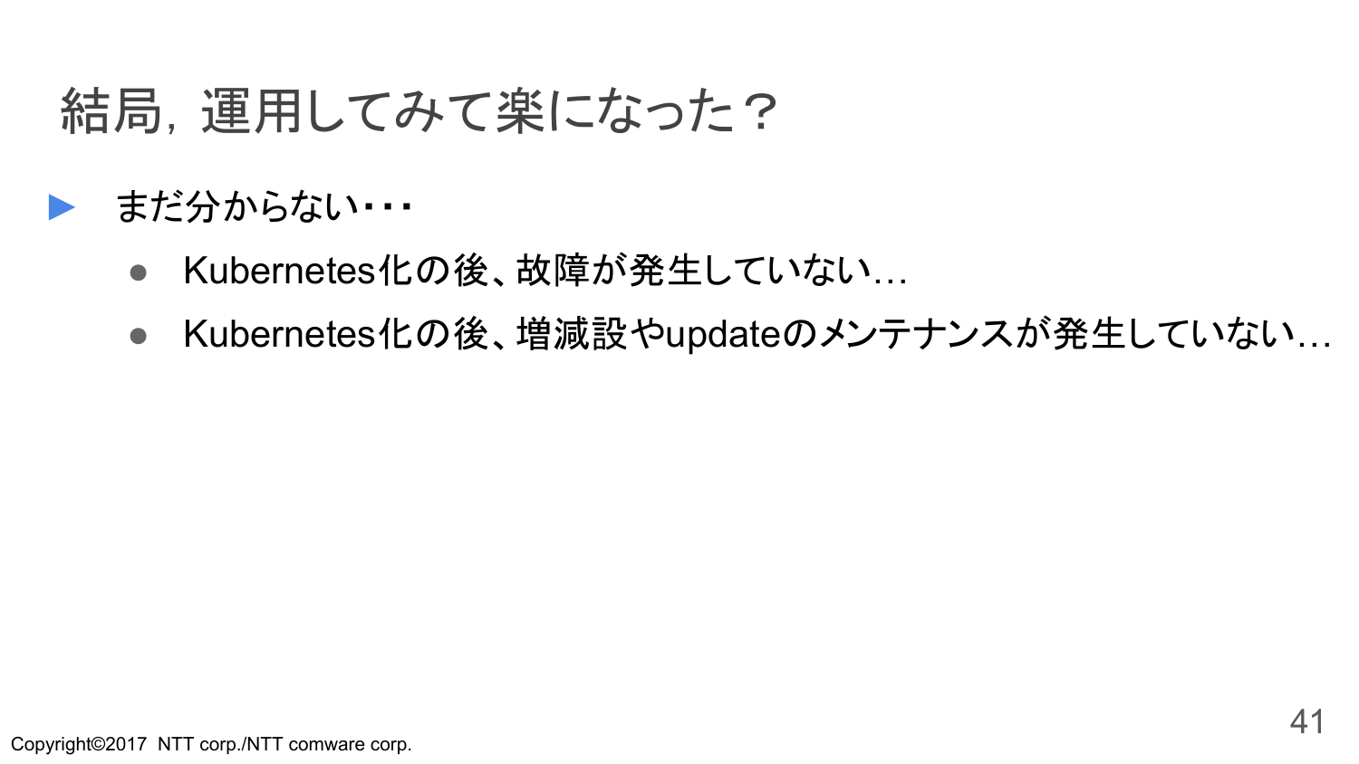# 結局，運用してみて楽になった？

- まだ分からない・・・
  - Kubernetes化の後、故障が発生していない…
  - Kubernetes化の後、増減設やupdateのメンテナンスが発生していない…

Copyright©2017 NTT corp./NTT comware corp.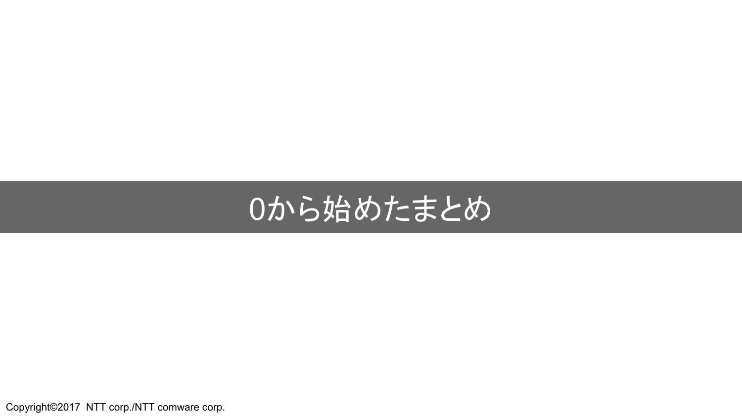# 0から始めたまとめ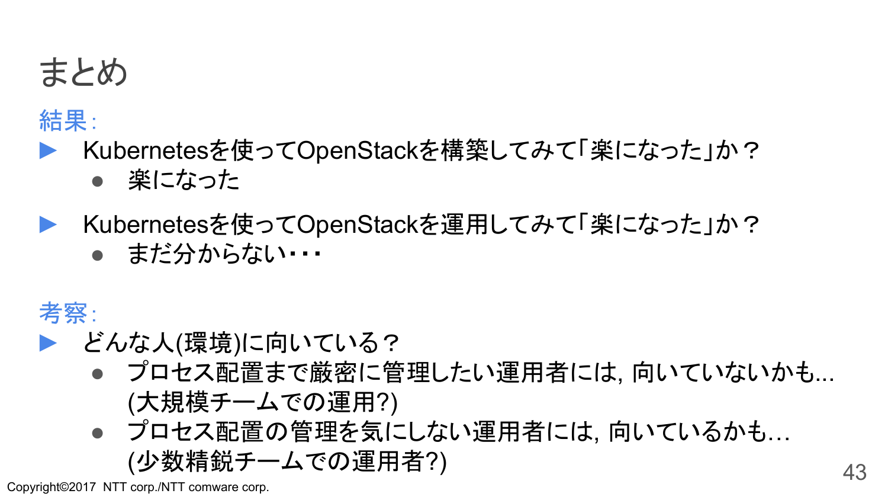# まとめ

**結果:**

- Kubernetesを使ってOpenStackを構築してみて｢楽になった｣か？
  - 楽になった
- Kubernetesを使ってOpenStackを運用してみて｢楽になった｣か？
  - まだ分からない・・・

**考察:**

- どんな人(環境)に向いている？
  - プロセス配置まで厳密に管理したい運用者には, 向いていないかも... (大規模チームでの運用?)
  - プロセス配置の管理を気にしない運用者には, 向いているかも… (少数精鋭チームでの運用者?)

Copyright©2017 NTT corp./NTT comware corp.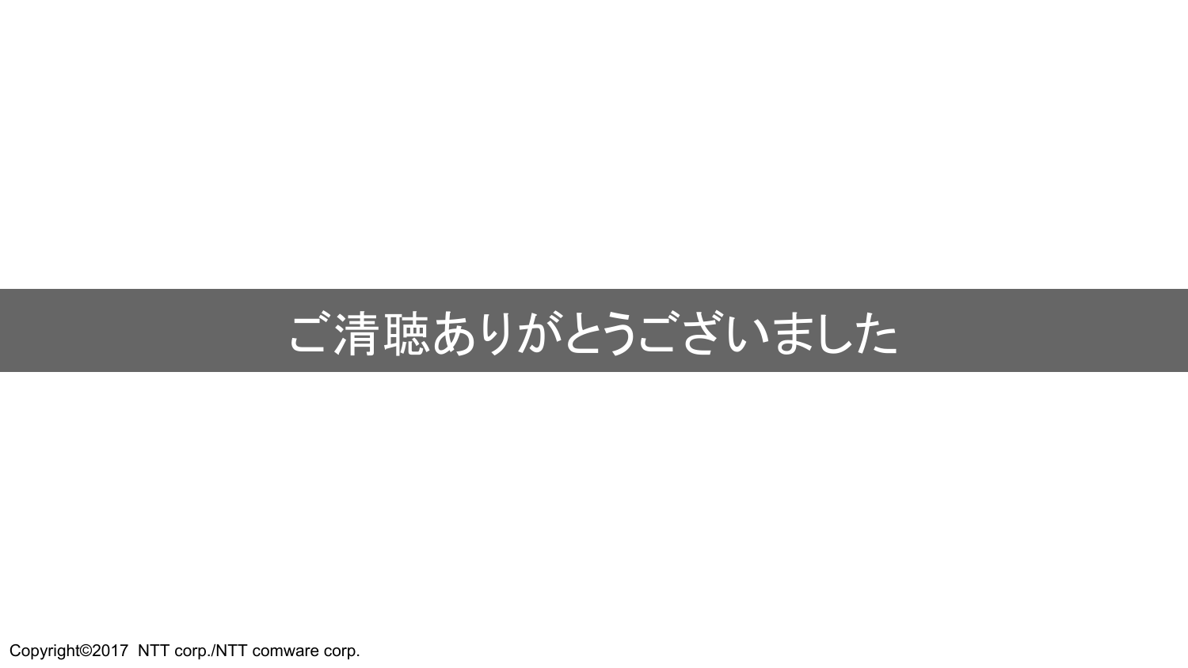# ご清聴ありがとうございました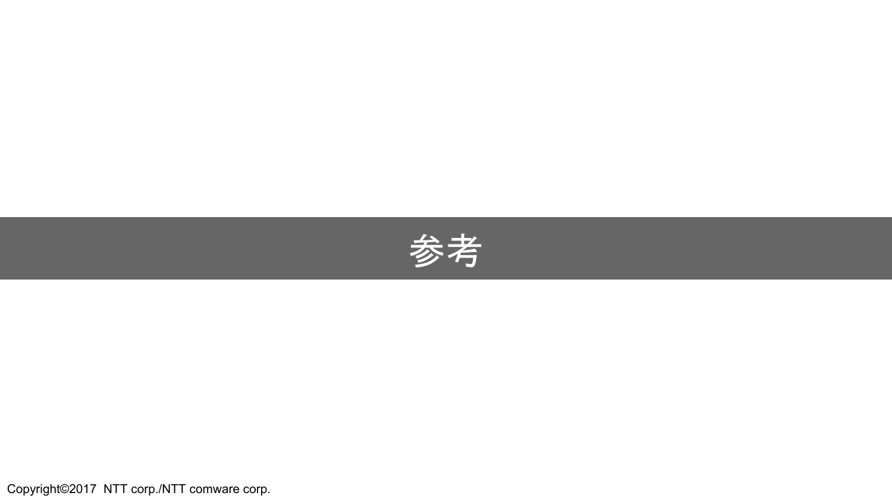# 参考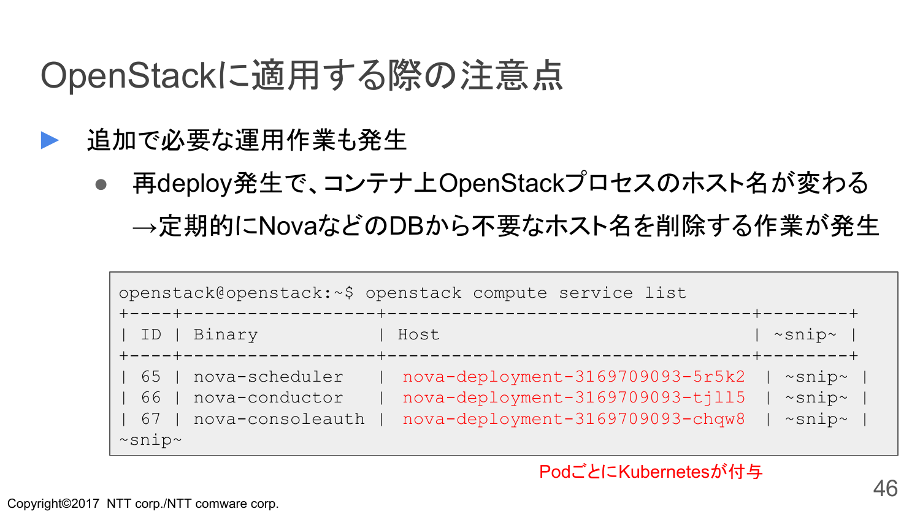# OpenStackに適用する際の注意点

- 追加で必要な運用作業も発生
  - 再deploy発生で、コンテナ上OpenStackプロセスのホスト名が変わる
    →定期的にNovaなどのDBから不要なホスト名を削除する作業が発生

```
openstack@openstack:~$ openstack compute service list
+----+-------------------+-------------------------------------+--------+
| ID | Binary            | Host                                | ~snip~ |
+----+-------------------+-------------------------------------+--------+
| 65 | nova-scheduler    | nova-deployment-3169709093-5r5k2    | ~snip~ |
| 66 | nova-conductor    | nova-deployment-3169709093-tjll5    | ~snip~ |
| 67 | nova-consoleauth  | nova-deployment-3169709093-chqw8    | ~snip~ |
~snip~
```

PodごとにKubernetesが付与

Copyright©2017 NTT corp./NTT comware corp.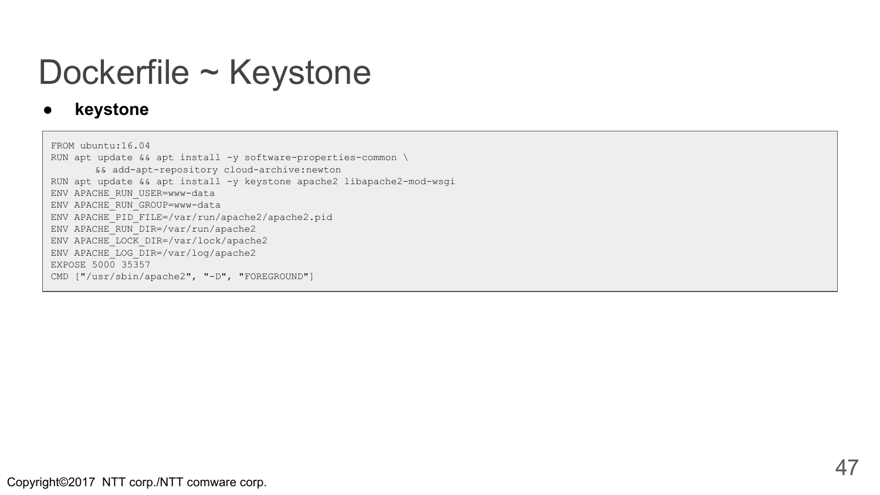# Dockerfile ~ Keystone

- **keystone**

```
FROM ubuntu:16.04
RUN apt update && apt install -y software-properties-common \
       && add-apt-repository cloud-archive:newton
RUN apt update && apt install -y keystone apache2 libapache2-mod-wsgi
ENV APACHE_RUN_USER=www-data
ENV APACHE_RUN_GROUP=www-data
ENV APACHE_PID_FILE=/var/run/apache2/apache2.pid
ENV APACHE_RUN_DIR=/var/run/apache2
ENV APACHE_LOCK_DIR=/var/lock/apache2
ENV APACHE_LOG_DIR=/var/log/apache2
EXPOSE 5000 35357
CMD ["/usr/sbin/apache2", "-D", "FOREGROUND"]
```

Copyright©2017 NTT corp./NTT comware corp.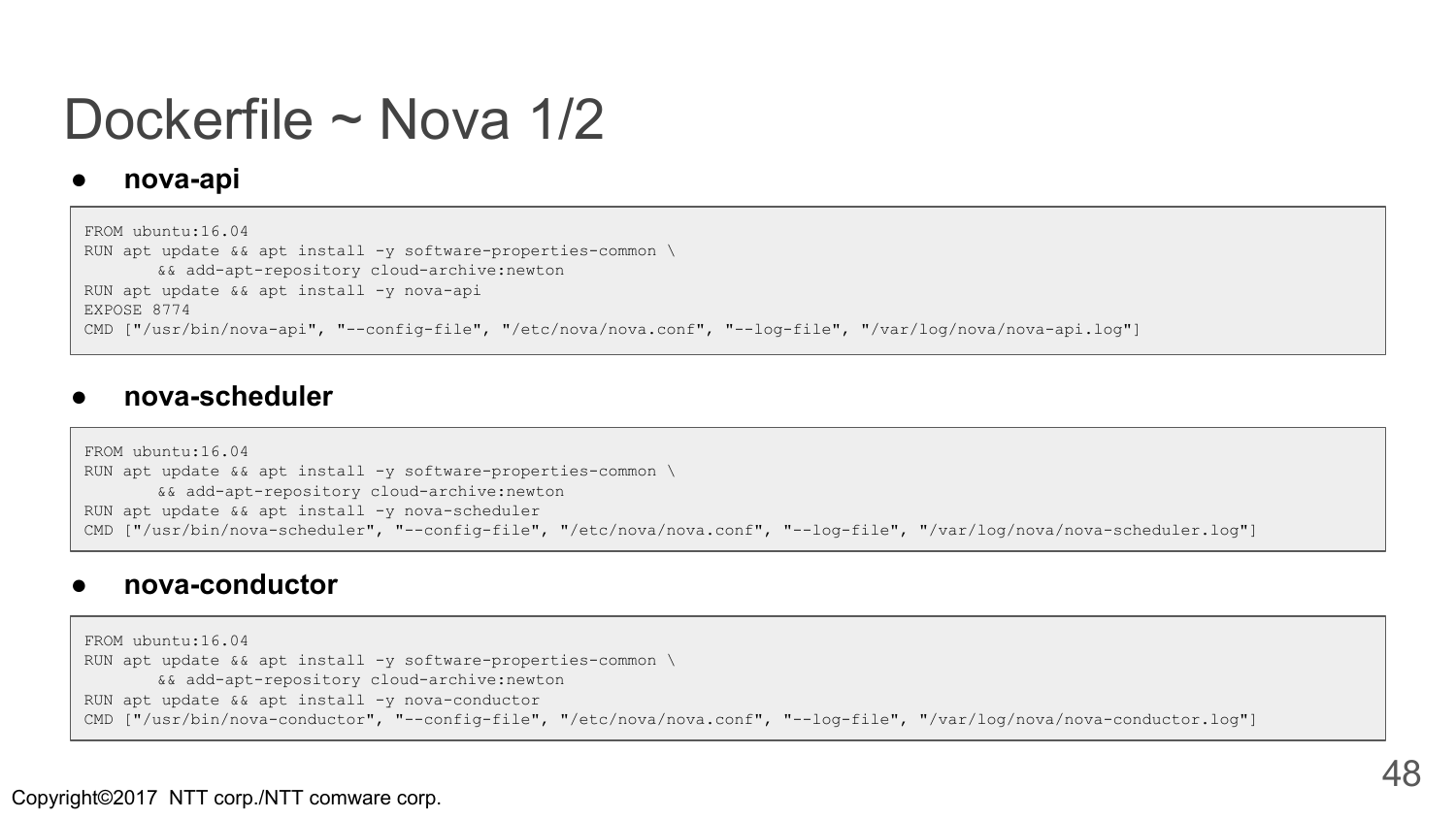# Dockerfile ~ Nova 1/2

- **nova-api**

```
FROM ubuntu:16.04
RUN apt update && apt install -y software-properties-common \
       && add-apt-repository cloud-archive:newton
RUN apt update && apt install -y nova-api
EXPOSE 8774
CMD ["/usr/bin/nova-api", "--config-file", "/etc/nova/nova.conf", "--log-file", "/var/log/nova/nova-api.log"]
```

- **nova-scheduler**

```
FROM ubuntu:16.04
RUN apt update && apt install -y software-properties-common \
       && add-apt-repository cloud-archive:newton
RUN apt update && apt install -y nova-scheduler
CMD ["/usr/bin/nova-scheduler", "--config-file", "/etc/nova/nova.conf", "--log-file", "/var/log/nova/nova-scheduler.log"]
```

- **nova-conductor**

```
FROM ubuntu:16.04
RUN apt update && apt install -y software-properties-common \
       && add-apt-repository cloud-archive:newton
RUN apt update && apt install -y nova-conductor
CMD ["/usr/bin/nova-conductor", "--config-file", "/etc/nova/nova.conf", "--log-file", "/var/log/nova/nova-conductor.log"]
```

Copyright©2017 NTT corp./NTT comware corp.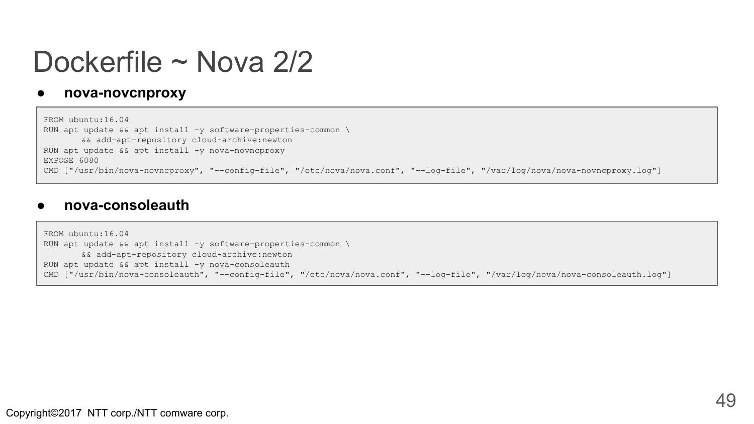# Dockerfile ~ Nova 2/2

- **nova-novcnproxy**

```
FROM ubuntu:16.04
RUN apt update && apt install -y software-properties-common \
      && add-apt-repository cloud-archive:newton
RUN apt update && apt install -y nova-novncproxy
EXPOSE 6080
CMD ["/usr/bin/nova-novncproxy", "--config-file", "/etc/nova/nova.conf", "--log-file", "/var/log/nova/nova-novncproxy.log"]
```

- **nova-consoleauth**

```
FROM ubuntu:16.04
RUN apt update && apt install -y software-properties-common \
      && add-apt-repository cloud-archive:newton
RUN apt update && apt install -y nova-consoleauth
CMD ["/usr/bin/nova-consoleauth", "--config-file", "/etc/nova/nova.conf", "--log-file", "/var/log/nova/nova-consoleauth.log"]
```

Copyright©2017 NTT corp./NTT comware corp.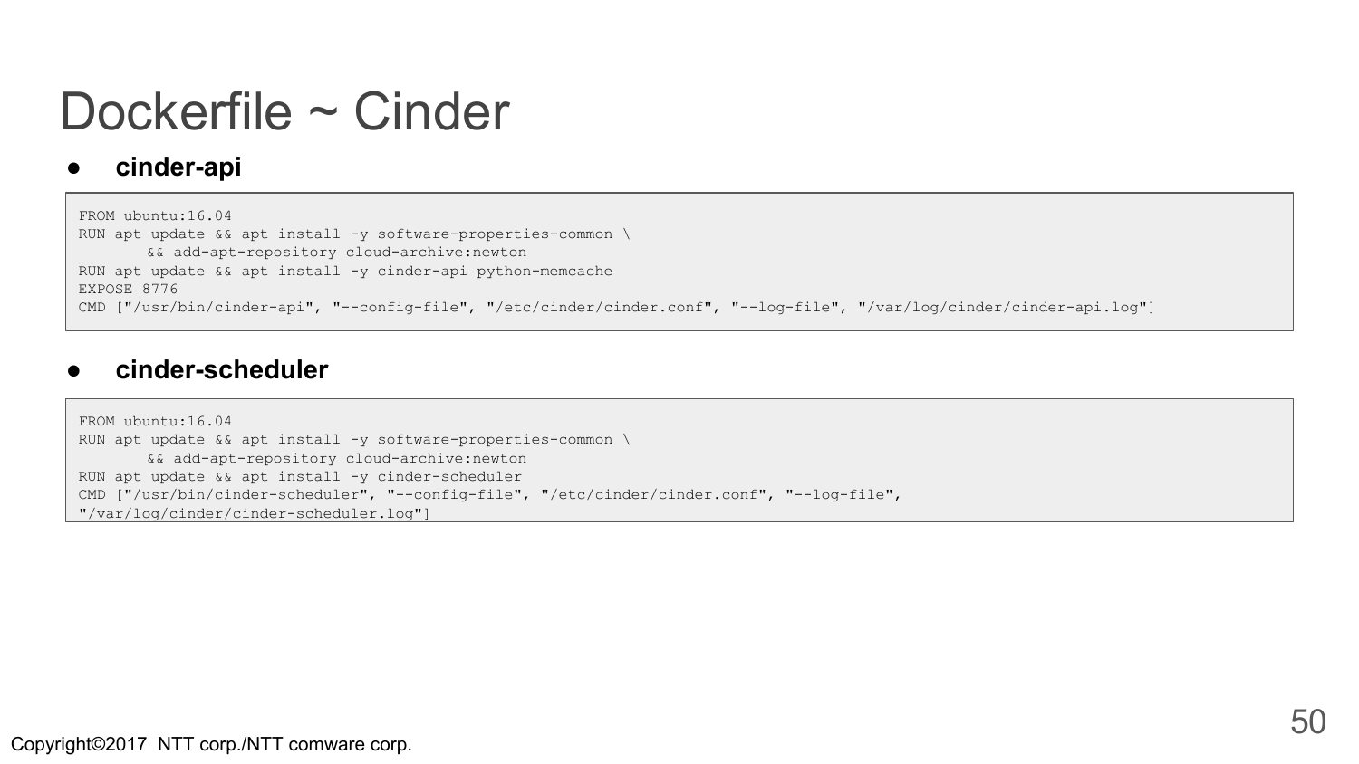# Dockerfile ~ Cinder

- **cinder-api**

```
FROM ubuntu:16.04
RUN apt update && apt install -y software-properties-common \
       && add-apt-repository cloud-archive:newton
RUN apt update && apt install -y cinder-api python-memcache
EXPOSE 8776
CMD ["/usr/bin/cinder-api", "--config-file", "/etc/cinder/cinder.conf", "--log-file", "/var/log/cinder/cinder-api.log"]
```

- **cinder-scheduler**

```
FROM ubuntu:16.04
RUN apt update && apt install -y software-properties-common \
       && add-apt-repository cloud-archive:newton
RUN apt update && apt install -y cinder-scheduler
CMD ["/usr/bin/cinder-scheduler", "--config-file", "/etc/cinder/cinder.conf", "--log-file",
"/var/log/cinder/cinder-scheduler.log"]
```

Copyright©2017 NTT corp./NTT comware corp.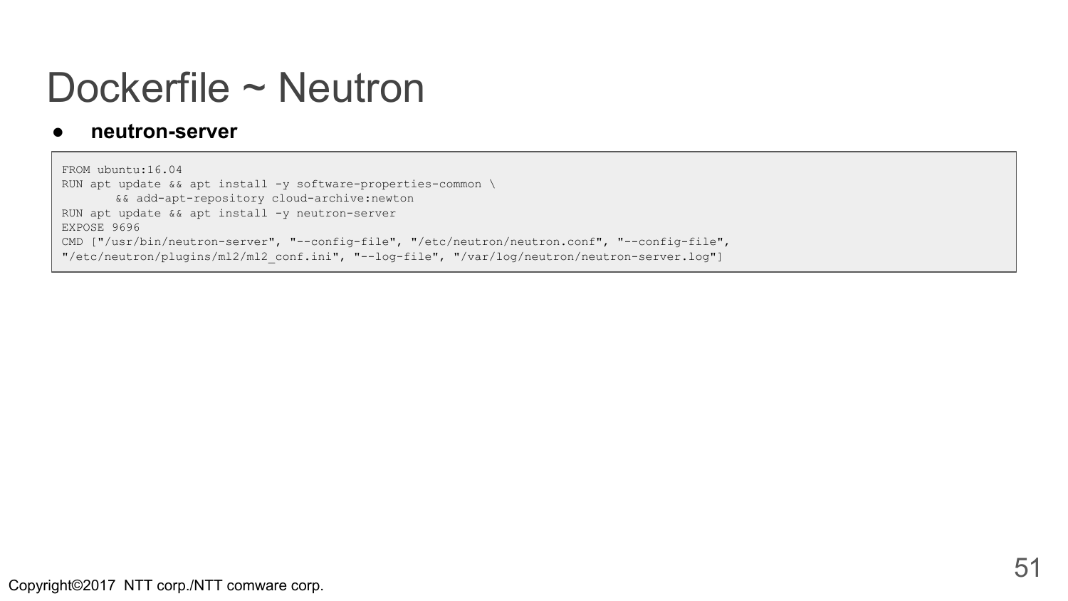# Dockerfile ~ Neutron

- **neutron-server**

```
FROM ubuntu:16.04
RUN apt update && apt install -y software-properties-common \
       && add-apt-repository cloud-archive:newton
RUN apt update && apt install -y neutron-server
EXPOSE 9696
CMD ["/usr/bin/neutron-server", "--config-file", "/etc/neutron/neutron.conf", "--config-file",
"/etc/neutron/plugins/ml2/ml2_conf.ini", "--log-file", "/var/log/neutron/neutron-server.log"]
```

Copyright©2017 NTT corp./NTT comware corp.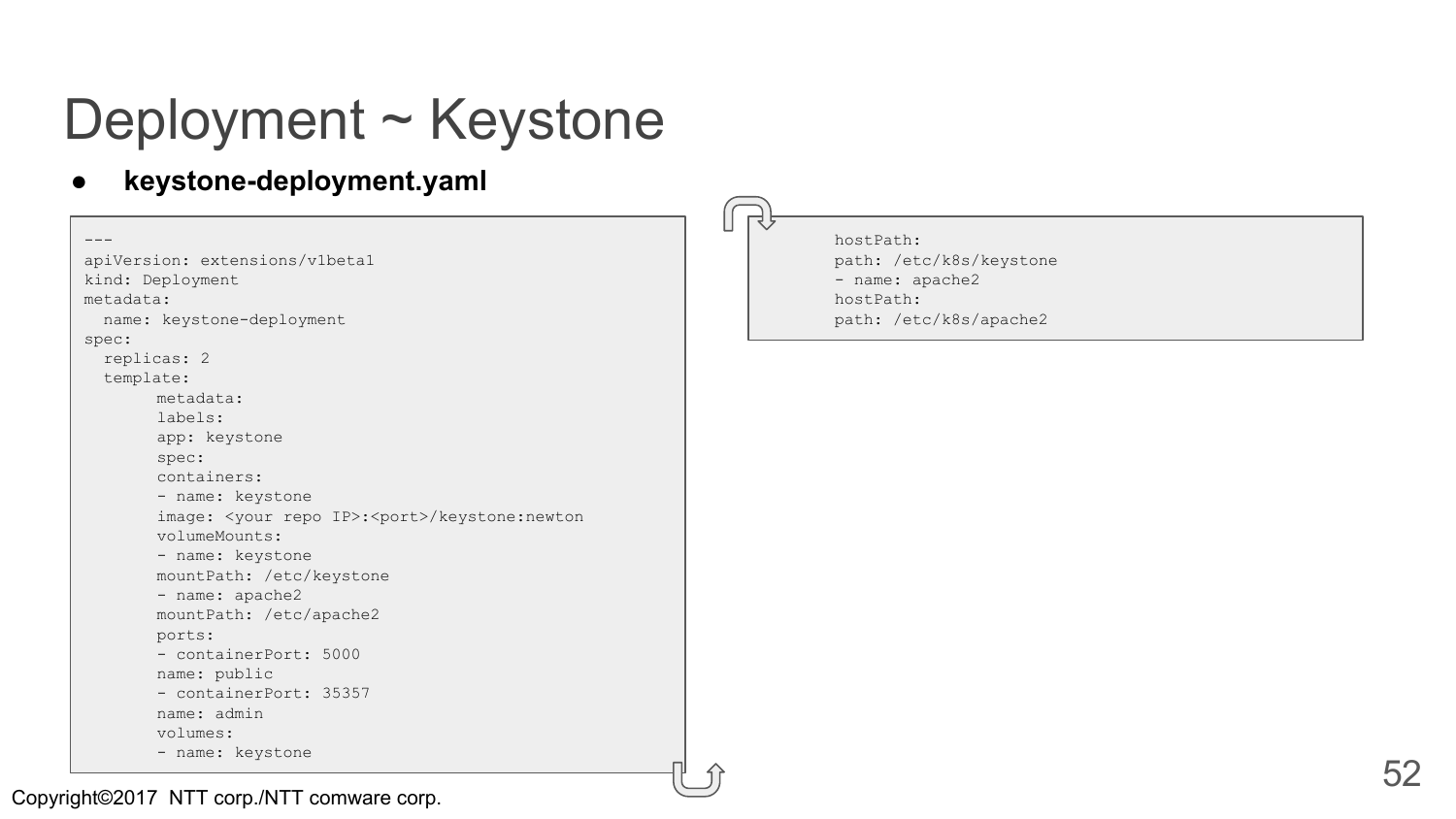# Deployment ~ Keystone

- **keystone-deployment.yaml**

```
---
apiVersion: extensions/v1beta1
kind: Deployment
metadata:
  name: keystone-deployment
spec:
  replicas: 2
  template:
        metadata:
        labels:
        app: keystone
        spec:
        containers:
        - name: keystone
        image: <your repo IP>:<port>/keystone:newton
        volumeMounts:
        - name: keystone
        mountPath: /etc/keystone
        - name: apache2
        mountPath: /etc/apache2
        ports:
        - containerPort: 5000
        name: public
        - containerPort: 35357
        name: admin
        volumes:
        - name: keystone
```

```
        hostPath:
        path: /etc/k8s/keystone
        - name: apache2
        hostPath:
        path: /etc/k8s/apache2
```

Copyright©2017 NTT corp./NTT comware corp.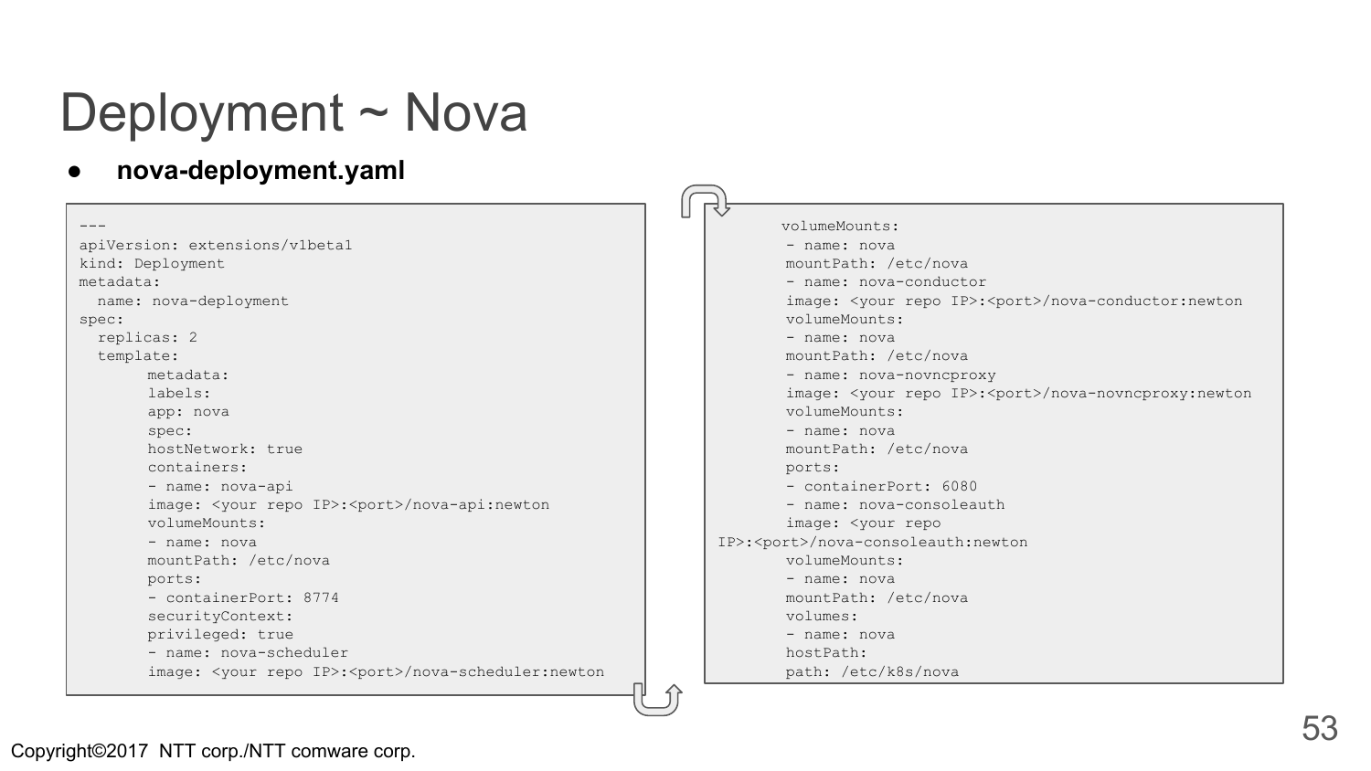# Deployment ~ Nova

- **nova-deployment.yaml**

```
---
apiVersion: extensions/v1beta1
kind: Deployment
metadata:
  name: nova-deployment
spec:
  replicas: 2
  template:
        metadata:
        labels:
        app: nova
        spec:
        hostNetwork: true
        containers:
        - name: nova-api
        image: <your repo IP>:<port>/nova-api:newton
        volumeMounts:
        - name: nova
        mountPath: /etc/nova
        ports:
        - containerPort: 8774
        securityContext:
        privileged: true
        - name: nova-scheduler
        image: <your repo IP>:<port>/nova-scheduler:newton
```

```
       volumeMounts:
        - name: nova
        mountPath: /etc/nova
        - name: nova-conductor
        image: <your repo IP>:<port>/nova-conductor:newton
        volumeMounts:
        - name: nova
        mountPath: /etc/nova
        - name: nova-novncproxy
        image: <your repo IP>:<port>/nova-novncproxy:newton
        volumeMounts:
        - name: nova
        mountPath: /etc/nova
        ports:
        - containerPort: 6080
        - name: nova-consoleauth
        image: <your repo
IP>:<port>/nova-consoleauth:newton
        volumeMounts:
        - name: nova
        mountPath: /etc/nova
        volumes:
        - name: nova
        hostPath:
        path: /etc/k8s/nova
```

Copyright©2017 NTT corp./NTT comware corp.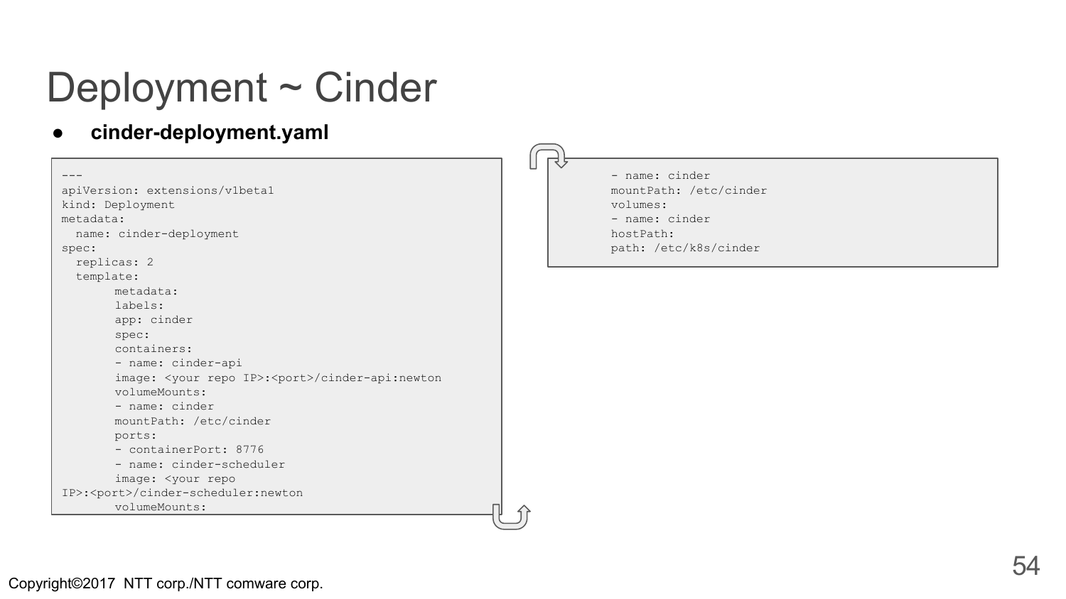# Deployment ~ Cinder

- **cinder-deployment.yaml**

```
---
apiVersion: extensions/v1beta1
kind: Deployment
metadata:
  name: cinder-deployment
spec:
  replicas: 2
  template:
        metadata:
        labels:
        app: cinder
        spec:
        containers:
        - name: cinder-api
        image: <your repo IP>:<port>/cinder-api:newton
        volumeMounts:
        - name: cinder
        mountPath: /etc/cinder
        ports:
        - containerPort: 8776
        - name: cinder-scheduler
        image: <your repo
IP>:<port>/cinder-scheduler:newton
        volumeMounts:
```

```
        - name: cinder
        mountPath: /etc/cinder
        volumes:
        - name: cinder
        hostPath:
        path: /etc/k8s/cinder
```

Copyright©2017 NTT corp./NTT comware corp.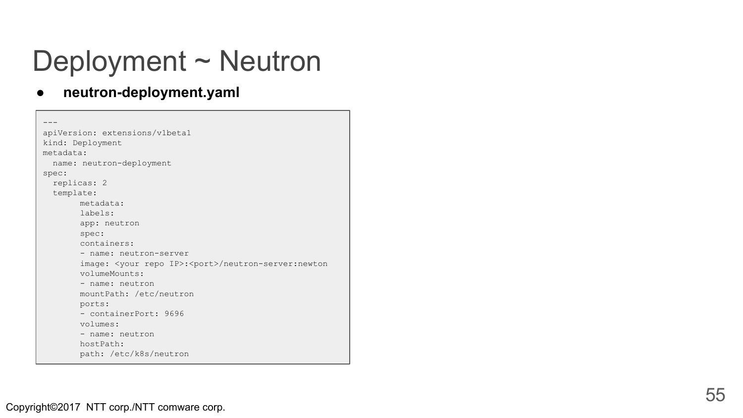# Deployment ~ Neutron

- **neutron-deployment.yaml**

```
---
apiVersion: extensions/v1beta1
kind: Deployment
metadata:
  name: neutron-deployment
spec:
  replicas: 2
  template:
        metadata:
        labels:
        app: neutron
        spec:
        containers:
        - name: neutron-server
        image: <your repo IP>:<port>/neutron-server:newton
        volumeMounts:
        - name: neutron
        mountPath: /etc/neutron
        ports:
        - containerPort: 9696
        volumes:
        - name: neutron
        hostPath:
        path: /etc/k8s/neutron
```

Copyright©2017 NTT corp./NTT comware corp.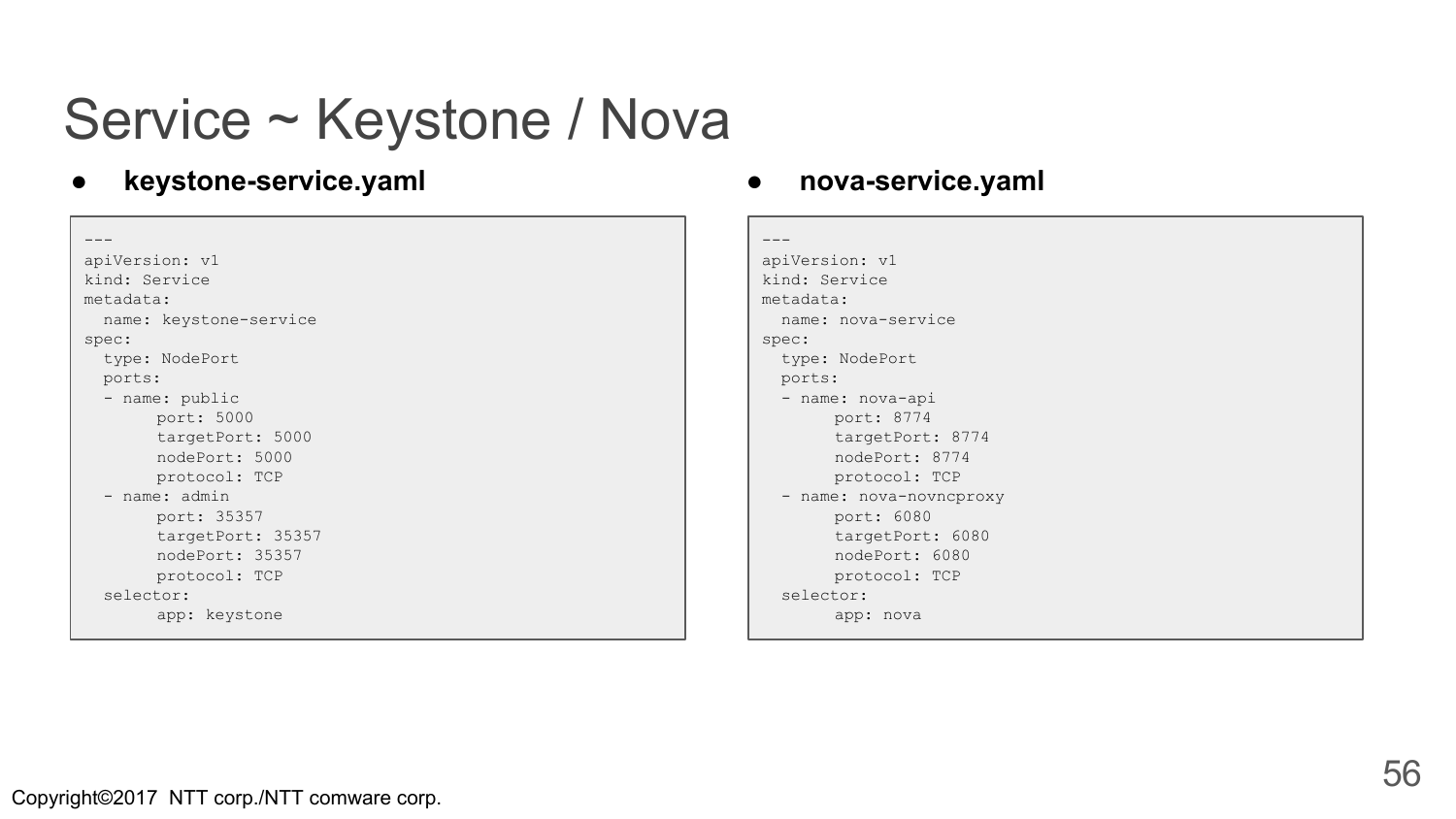# Service ~ Keystone / Nova

- **keystone-service.yaml**

```
---
apiVersion: v1
kind: Service
metadata:
  name: keystone-service
spec:
  type: NodePort
  ports:
  - name: public
       port: 5000
       targetPort: 5000
       nodePort: 5000
       protocol: TCP
  - name: admin
       port: 35357
       targetPort: 35357
       nodePort: 35357
       protocol: TCP
  selector:
       app: keystone
```

- **nova-service.yaml**

```
---
apiVersion: v1
kind: Service
metadata:
  name: nova-service
spec:
  type: NodePort
  ports:
  - name: nova-api
       port: 8774
       targetPort: 8774
       nodePort: 8774
       protocol: TCP
  - name: nova-novncproxy
       port: 6080
       targetPort: 6080
       nodePort: 6080
       protocol: TCP
  selector:
       app: nova
```

Copyright©2017 NTT corp./NTT comware corp.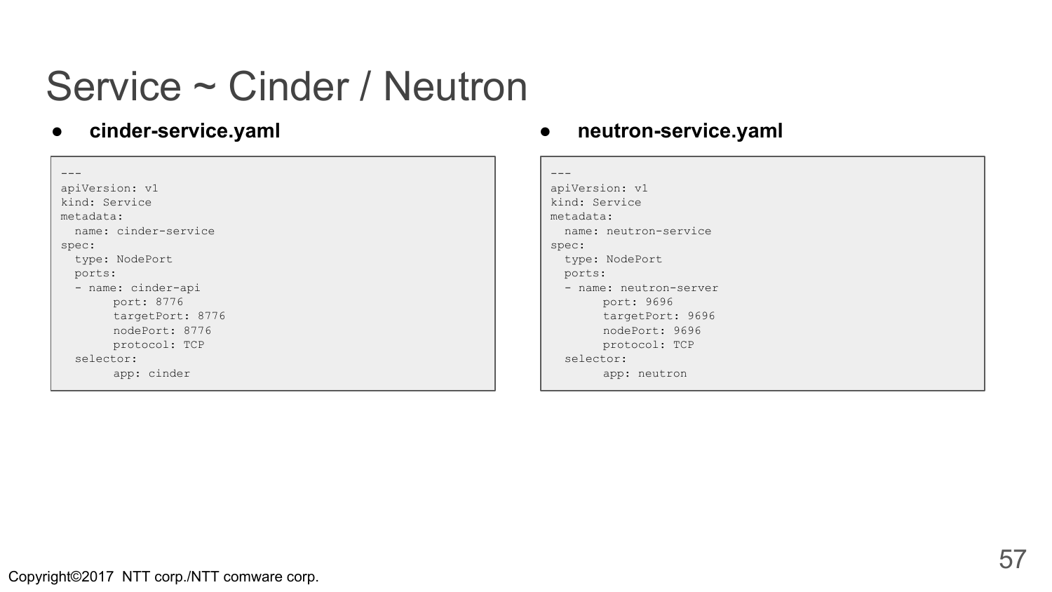# Service ~ Cinder / Neutron

- **cinder-service.yaml**

```
---
apiVersion: v1
kind: Service
metadata:
  name: cinder-service
spec:
  type: NodePort
  ports:
  - name: cinder-api
        port: 8776
        targetPort: 8776
        nodePort: 8776
        protocol: TCP
  selector:
        app: cinder
```

- **neutron-service.yaml**

```
---
apiVersion: v1
kind: Service
metadata:
  name: neutron-service
spec:
  type: NodePort
  ports:
  - name: neutron-server
        port: 9696
        targetPort: 9696
        nodePort: 9696
        protocol: TCP
  selector:
        app: neutron
```

Copyright©2017 NTT corp./NTT comware corp.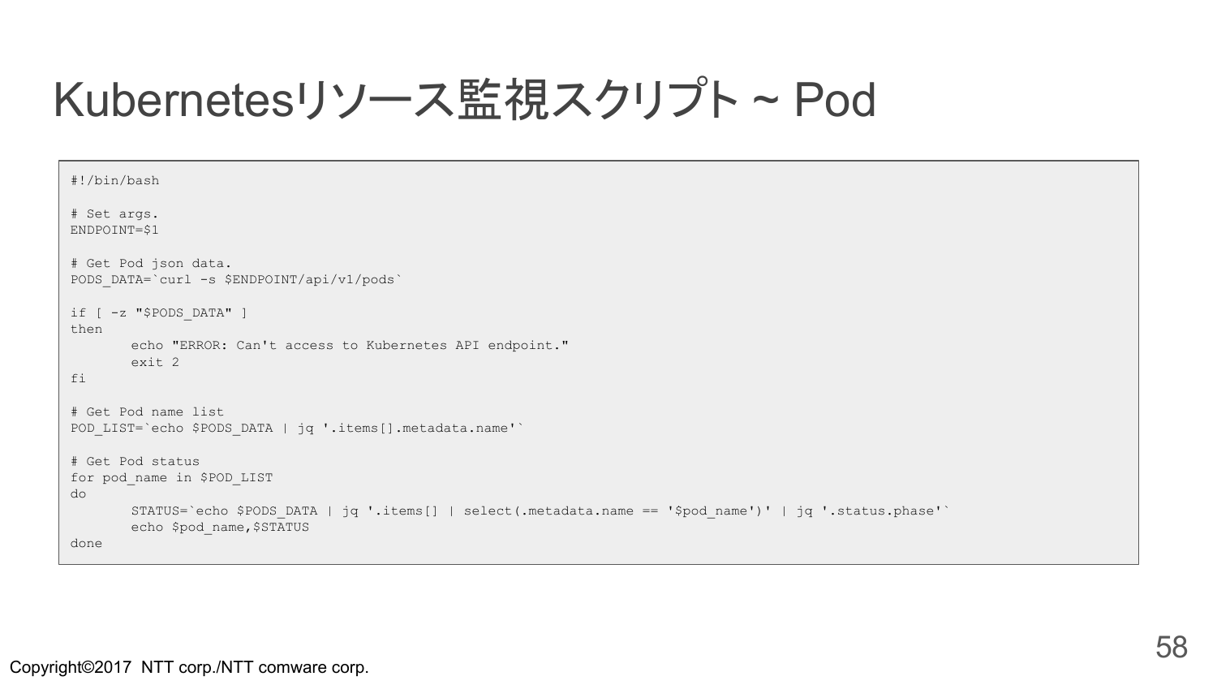# Kubernetesリソース監視スクリプト ~ Pod

```
#!/bin/bash

# Set args.
ENDPOINT=$1

# Get Pod json data.
PODS_DATA=`curl -s $ENDPOINT/api/v1/pods`

if [ -z "$PODS_DATA" ]
then
        echo "ERROR: Can't access to Kubernetes API endpoint."
        exit 2
fi

# Get Pod name list
POD_LIST=`echo $PODS_DATA | jq '.items[].metadata.name'`

# Get Pod status
for pod_name in $POD_LIST
do
        STATUS=`echo $PODS_DATA | jq '.items[] | select(.metadata.name == '$pod_name')' | jq '.status.phase'`
        echo $pod_name,$STATUS
done
```

Copyright©2017 NTT corp./NTT comware corp.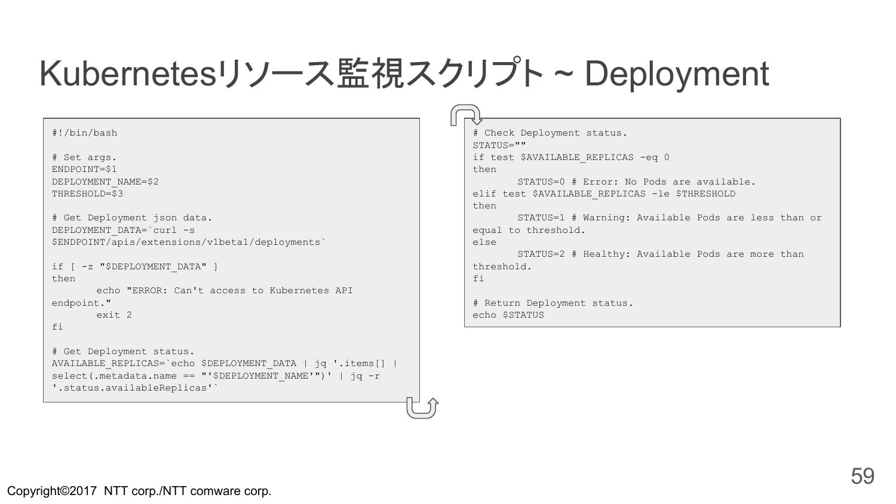# Kubernetesリソース監視スクリプト ~ Deployment

```
#!/bin/bash

# Set args.
ENDPOINT=$1
DEPLOYMENT_NAME=$2
THRESHOLD=$3

# Get Deployment json data.
DEPLOYMENT_DATA=`curl -s
$ENDPOINT/apis/extensions/v1beta1/deployments`

if [ -z "$DEPLOYMENT_DATA" ]
then
        echo "ERROR: Can't access to Kubernetes API
endpoint."
        exit 2
fi

# Get Deployment status.
AVAILABLE_REPLICAS=`echo $DEPLOYMENT_DATA | jq '.items[] |
select(.metadata.name == "'$DEPLOYMENT_NAME'")' | jq -r
'.status.availableReplicas'`
```

```
# Check Deployment status.
STATUS=""
if test $AVAILABLE_REPLICAS -eq 0
then
        STATUS=0 # Error: No Pods are available.
elif test $AVAILABLE_REPLICAS -le $THRESHOLD
then
        STATUS=1 # Warning: Available Pods are less than or
equal to threshold.
else
        STATUS=2 # Healthy: Available Pods are more than
threshold.
fi

# Return Deployment status.
echo $STATUS
```

Copyright©2017 NTT corp./NTT comware corp.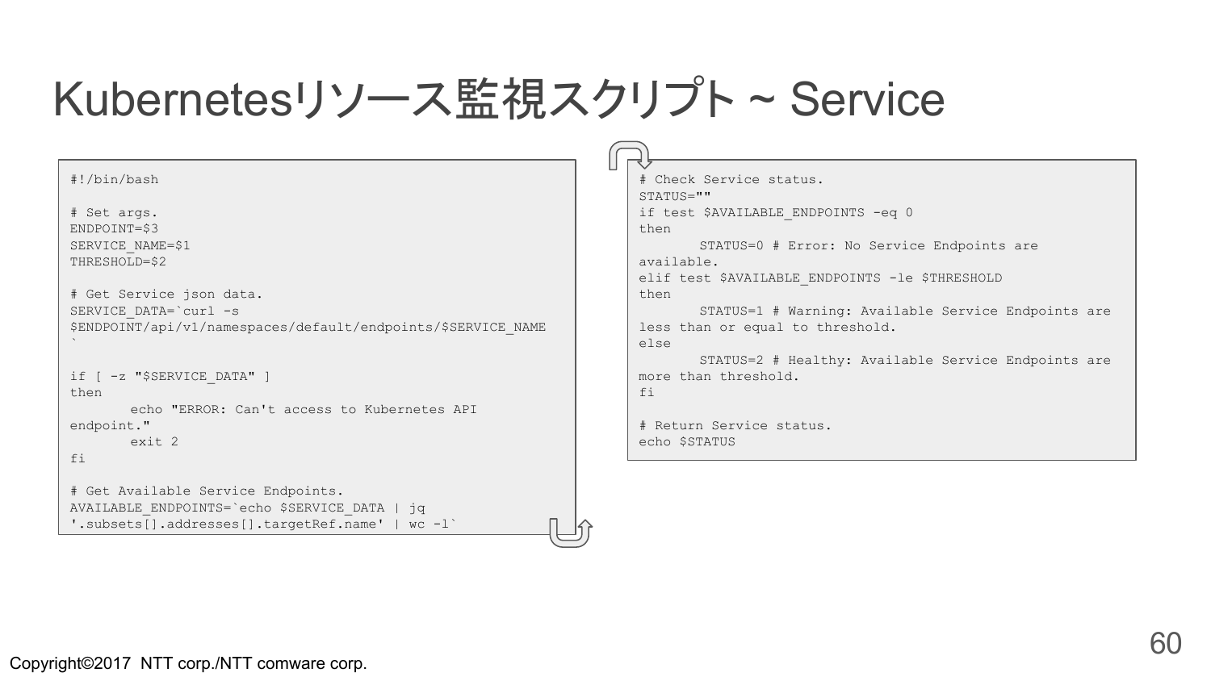# Kubernetesリソース監視スクリプト ~ Service

```
#!/bin/bash

# Set args.
ENDPOINT=$3
SERVICE_NAME=$1
THRESHOLD=$2

# Get Service json data.
SERVICE_DATA=`curl -s
$ENDPOINT/api/v1/namespaces/default/endpoints/$SERVICE_NAME
`

if [ -z "$SERVICE_DATA" ]
then
        echo "ERROR: Can't access to Kubernetes API
endpoint."
        exit 2
fi

# Get Available Service Endpoints.
AVAILABLE_ENDPOINTS=`echo $SERVICE_DATA | jq
'.subsets[].addresses[].targetRef.name' | wc -l`
```

```
# Check Service status.
STATUS=""
if test $AVAILABLE_ENDPOINTS -eq 0
then
        STATUS=0 # Error: No Service Endpoints are
available.
elif test $AVAILABLE_ENDPOINTS -le $THRESHOLD
then
        STATUS=1 # Warning: Available Service Endpoints are
less than or equal to threshold.
else
        STATUS=2 # Healthy: Available Service Endpoints are
more than threshold.
fi

# Return Service status.
echo $STATUS
```

Copyright©2017 NTT corp./NTT comware corp.